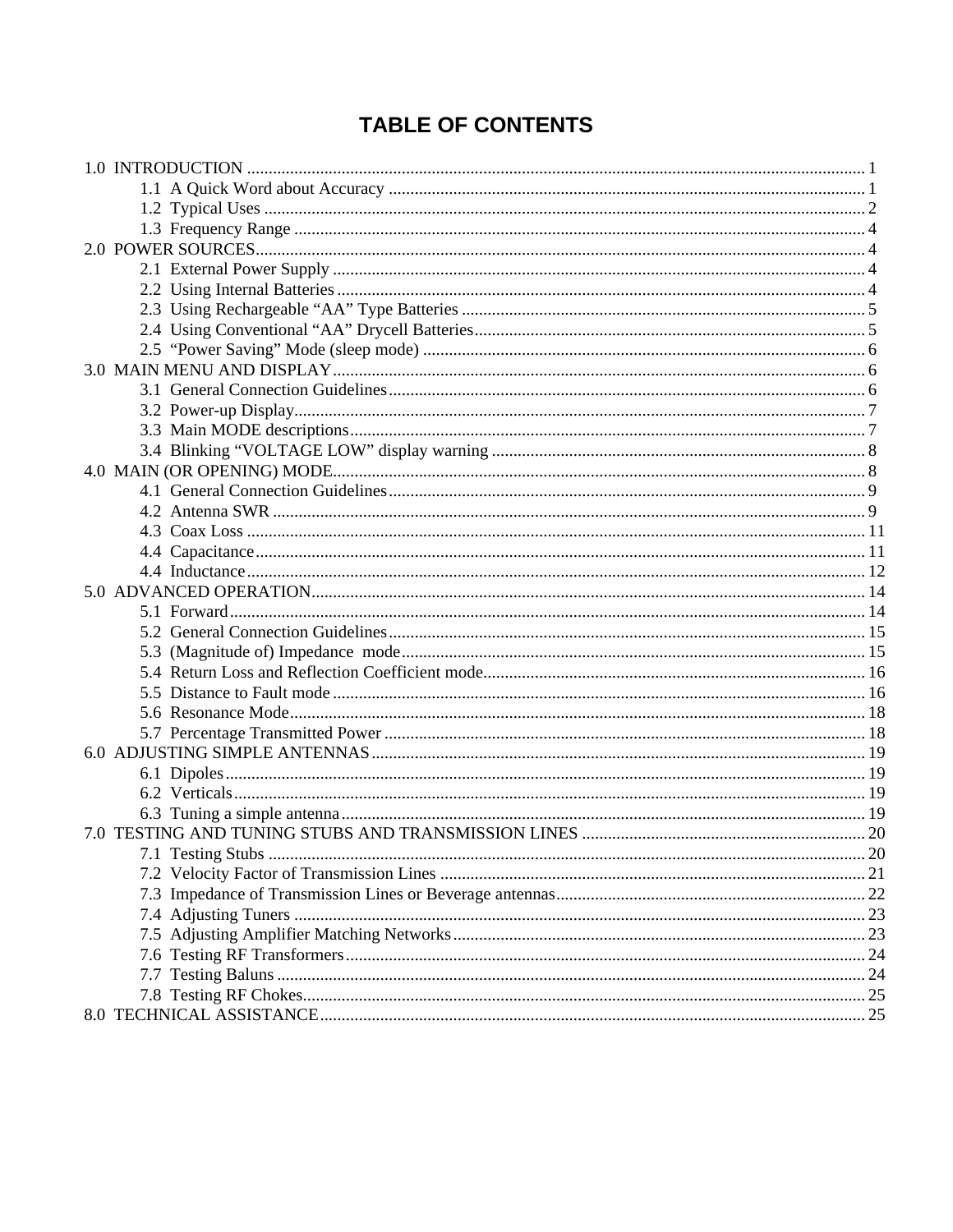# TABLE OF CONTENTS

1.0 INTRODUCTION ..... 1
- 1.1 A Quick Word about Accuracy ..... 1
- 1.2 Typical Uses ..... 2
- 1.3 Frequency Range ..... 4

2.0 POWER SOURCES ..... 4
- 2.1 External Power Supply ..... 4
- 2.2 Using Internal Batteries ..... 4
- 2.3 Using Rechargeable "AA" Type Batteries ..... 5
- 2.4 Using Conventional "AA" Drycell Batteries ..... 5
- 2.5 "Power Saving" Mode (sleep mode) ..... 6

3.0 MAIN MENU AND DISPLAY ..... 6
- 3.1 General Connection Guidelines ..... 6
- 3.2 Power-up Display ..... 7
- 3.3 Main MODE descriptions ..... 7
- 3.4 Blinking "VOLTAGE LOW" display warning ..... 8

4.0 MAIN (OR OPENING) MODE ..... 8
- 4.1 General Connection Guidelines ..... 9
- 4.2 Antenna SWR ..... 9
- 4.3 Coax Loss ..... 11
- 4.4 Capacitance ..... 11
- 4.4 Inductance ..... 12

5.0 ADVANCED OPERATION ..... 14
- 5.1 Forward ..... 14
- 5.2 General Connection Guidelines ..... 15
- 5.3 (Magnitude of) Impedance mode ..... 15
- 5.4 Return Loss and Reflection Coefficient mode ..... 16
- 5.5 Distance to Fault mode ..... 16
- 5.6 Resonance Mode ..... 18
- 5.7 Percentage Transmitted Power ..... 18

6.0 ADJUSTING SIMPLE ANTENNAS ..... 19
- 6.1 Dipoles ..... 19
- 6.2 Verticals ..... 19
- 6.3 Tuning a simple antenna ..... 19

7.0 TESTING AND TUNING STUBS AND TRANSMISSION LINES ..... 20
- 7.1 Testing Stubs ..... 20
- 7.2 Velocity Factor of Transmission Lines ..... 21
- 7.3 Impedance of Transmission Lines or Beverage antennas ..... 22
- 7.4 Adjusting Tuners ..... 23
- 7.5 Adjusting Amplifier Matching Networks ..... 23
- 7.6 Testing RF Transformers ..... 24
- 7.7 Testing Baluns ..... 24
- 7.8 Testing RF Chokes ..... 25

8.0 TECHNICAL ASSISTANCE ..... 25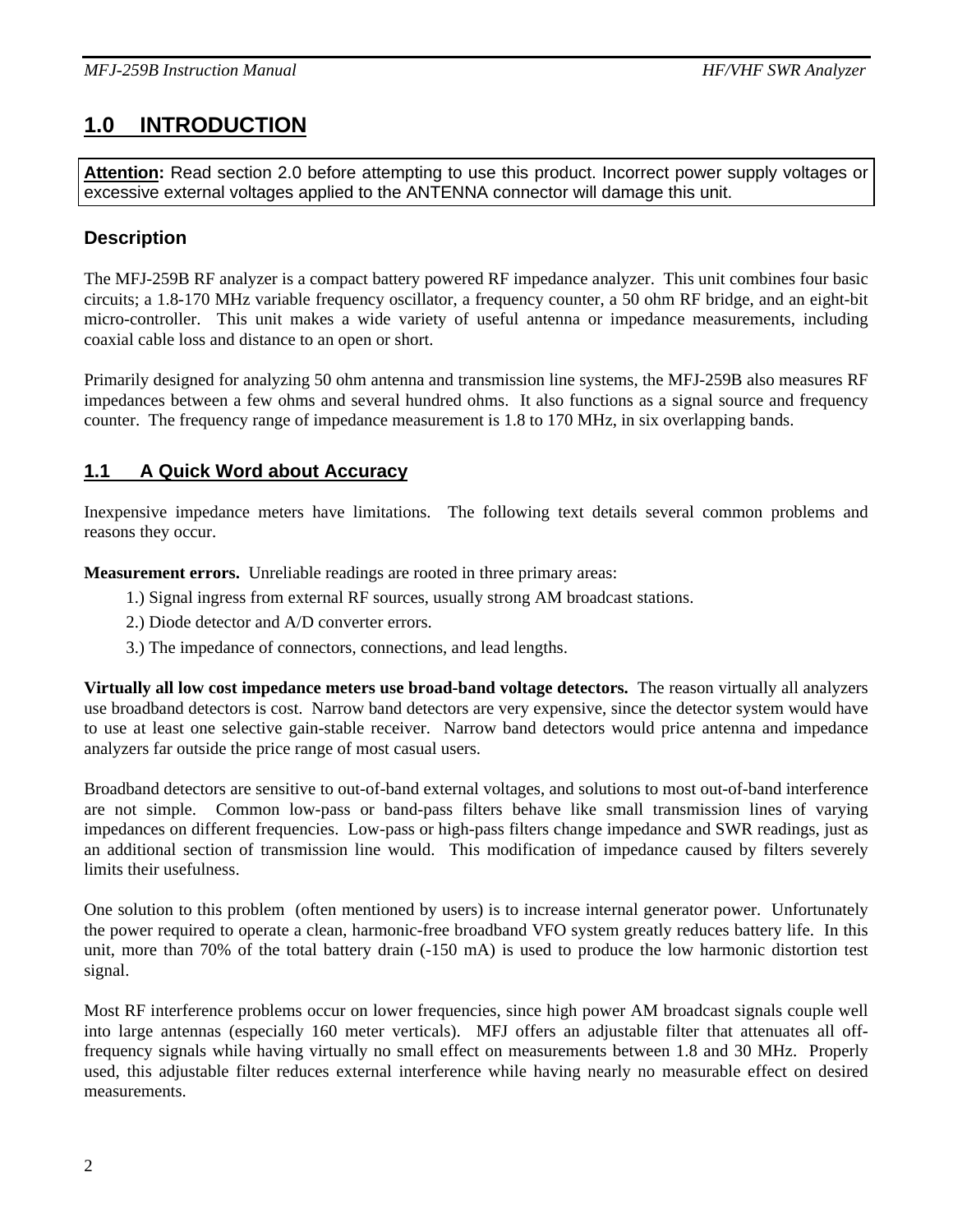# 1.0 INTRODUCTION

**Attention:** Read section 2.0 before attempting to use this product. Incorrect power supply voltages or excessive external voltages applied to the ANTENNA connector will damage this unit.

### Description

The MFJ-259B RF analyzer is a compact battery powered RF impedance analyzer. This unit combines four basic circuits; a 1.8-170 MHz variable frequency oscillator, a frequency counter, a 50 ohm RF bridge, and an eight-bit micro-controller. This unit makes a wide variety of useful antenna or impedance measurements, including coaxial cable loss and distance to an open or short.

Primarily designed for analyzing 50 ohm antenna and transmission line systems, the MFJ-259B also measures RF impedances between a few ohms and several hundred ohms. It also functions as a signal source and frequency counter. The frequency range of impedance measurement is 1.8 to 170 MHz, in six overlapping bands.

## 1.1 A Quick Word about Accuracy

Inexpensive impedance meters have limitations. The following text details several common problems and reasons they occur.

**Measurement errors.** Unreliable readings are rooted in three primary areas:

1.) Signal ingress from external RF sources, usually strong AM broadcast stations.

2.) Diode detector and A/D converter errors.

3.) The impedance of connectors, connections, and lead lengths.

**Virtually all low cost impedance meters use broad-band voltage detectors.** The reason virtually all analyzers use broadband detectors is cost. Narrow band detectors are very expensive, since the detector system would have to use at least one selective gain-stable receiver. Narrow band detectors would price antenna and impedance analyzers far outside the price range of most casual users.

Broadband detectors are sensitive to out-of-band external voltages, and solutions to most out-of-band interference are not simple. Common low-pass or band-pass filters behave like small transmission lines of varying impedances on different frequencies. Low-pass or high-pass filters change impedance and SWR readings, just as an additional section of transmission line would. This modification of impedance caused by filters severely limits their usefulness.

One solution to this problem (often mentioned by users) is to increase internal generator power. Unfortunately the power required to operate a clean, harmonic-free broadband VFO system greatly reduces battery life. In this unit, more than 70% of the total battery drain (-150 mA) is used to produce the low harmonic distortion test signal.

Most RF interference problems occur on lower frequencies, since high power AM broadcast signals couple well into large antennas (especially 160 meter verticals). MFJ offers an adjustable filter that attenuates all off-frequency signals while having virtually no small effect on measurements between 1.8 and 30 MHz. Properly used, this adjustable filter reduces external interference while having nearly no measurable effect on desired measurements.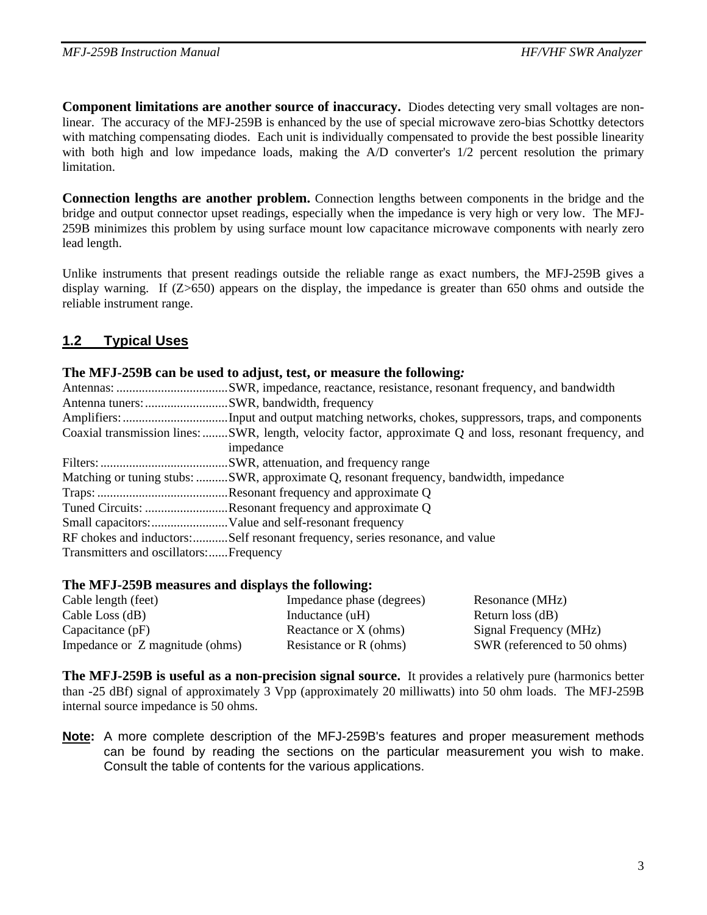**Component limitations are another source of inaccuracy.** Diodes detecting very small voltages are non-linear. The accuracy of the MFJ-259B is enhanced by the use of special microwave zero-bias Schottky detectors with matching compensating diodes. Each unit is individually compensated to provide the best possible linearity with both high and low impedance loads, making the A/D converter's 1/2 percent resolution the primary limitation.

**Connection lengths are another problem.** Connection lengths between components in the bridge and the bridge and output connector upset readings, especially when the impedance is very high or very low. The MFJ-259B minimizes this problem by using surface mount low capacitance microwave components with nearly zero lead length.

Unlike instruments that present readings outside the reliable range as exact numbers, the MFJ-259B gives a display warning. If (Z>650) appears on the display, the impedance is greater than 650 ohms and outside the reliable instrument range.

## 1.2 Typical Uses

**The MFJ-259B can be used to adjust, test, or measure the following:**

Antennas: ................................... SWR, impedance, reactance, resistance, resonant frequency, and bandwidth
Antenna tuners: .......................... SWR, bandwidth, frequency
Amplifiers: ................................. Input and output matching networks, chokes, suppressors, traps, and components
Coaxial transmission lines: ........ SWR, length, velocity factor, approximate Q and loss, resonant frequency, and impedance
Filters: ........................................ SWR, attenuation, and frequency range
Matching or tuning stubs: .......... SWR, approximate Q, resonant frequency, bandwidth, impedance
Traps: ......................................... Resonant frequency and approximate Q
Tuned Circuits: .......................... Resonant frequency and approximate Q
Small capacitors: ........................ Value and self-resonant frequency
RF chokes and inductors: ........... Self resonant frequency, series resonance, and value
Transmitters and oscillators: ...... Frequency

**The MFJ-259B measures and displays the following:**

| | | |
|---|---|---|
| Cable length (feet) | Impedance phase (degrees) | Resonance (MHz) |
| Cable Loss (dB) | Inductance (uH) | Return loss (dB) |
| Capacitance (pF) | Reactance or X (ohms) | Signal Frequency (MHz) |
| Impedance or Z magnitude (ohms) | Resistance or R (ohms) | SWR (referenced to 50 ohms) |

**The MFJ-259B is useful as a non-precision signal source.** It provides a relatively pure (harmonics better than -25 dBf) signal of approximately 3 Vpp (approximately 20 milliwatts) into 50 ohm loads. The MFJ-259B internal source impedance is 50 ohms.

**Note:** A more complete description of the MFJ-259B's features and proper measurement methods can be found by reading the sections on the particular measurement you wish to make. Consult the table of contents for the various applications.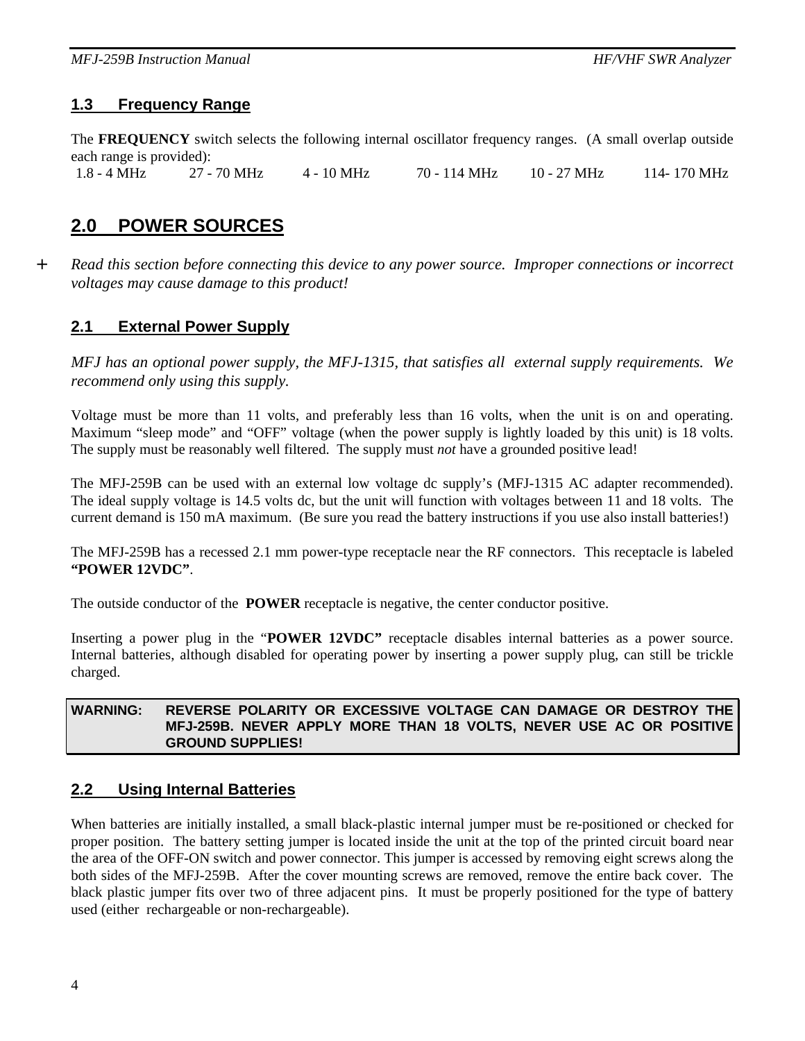## 1.3 Frequency Range

The **FREQUENCY** switch selects the following internal oscillator frequency ranges. (A small overlap outside each range is provided):

1.8 - 4 MHz 27 - 70 MHz 4 - 10 MHz 70 - 114 MHz 10 - 27 MHz 114- 170 MHz

# 2.0 POWER SOURCES

+ *Read this section before connecting this device to any power source. Improper connections or incorrect voltages may cause damage to this product!*

## 2.1 External Power Supply

*MFJ has an optional power supply, the MFJ-1315, that satisfies all external supply requirements. We recommend only using this supply.*

Voltage must be more than 11 volts, and preferably less than 16 volts, when the unit is on and operating. Maximum "sleep mode" and "OFF" voltage (when the power supply is lightly loaded by this unit) is 18 volts. The supply must be reasonably well filtered. The supply must *not* have a grounded positive lead!

The MFJ-259B can be used with an external low voltage dc supply's (MFJ-1315 AC adapter recommended). The ideal supply voltage is 14.5 volts dc, but the unit will function with voltages between 11 and 18 volts. The current demand is 150 mA maximum. (Be sure you read the battery instructions if you use also install batteries!)

The MFJ-259B has a recessed 2.1 mm power-type receptacle near the RF connectors. This receptacle is labeled **"POWER 12VDC"**.

The outside conductor of the **POWER** receptacle is negative, the center conductor positive.

Inserting a power plug in the "**POWER 12VDC"** receptacle disables internal batteries as a power source. Internal batteries, although disabled for operating power by inserting a power supply plug, can still be trickle charged.

**WARNING: REVERSE POLARITY OR EXCESSIVE VOLTAGE CAN DAMAGE OR DESTROY THE MFJ-259B. NEVER APPLY MORE THAN 18 VOLTS, NEVER USE AC OR POSITIVE GROUND SUPPLIES!**

## 2.2 Using Internal Batteries

When batteries are initially installed, a small black-plastic internal jumper must be re-positioned or checked for proper position. The battery setting jumper is located inside the unit at the top of the printed circuit board near the area of the OFF-ON switch and power connector. This jumper is accessed by removing eight screws along the both sides of the MFJ-259B. After the cover mounting screws are removed, remove the entire back cover. The black plastic jumper fits over two of three adjacent pins. It must be properly positioned for the type of battery used (either rechargeable or non-rechargeable).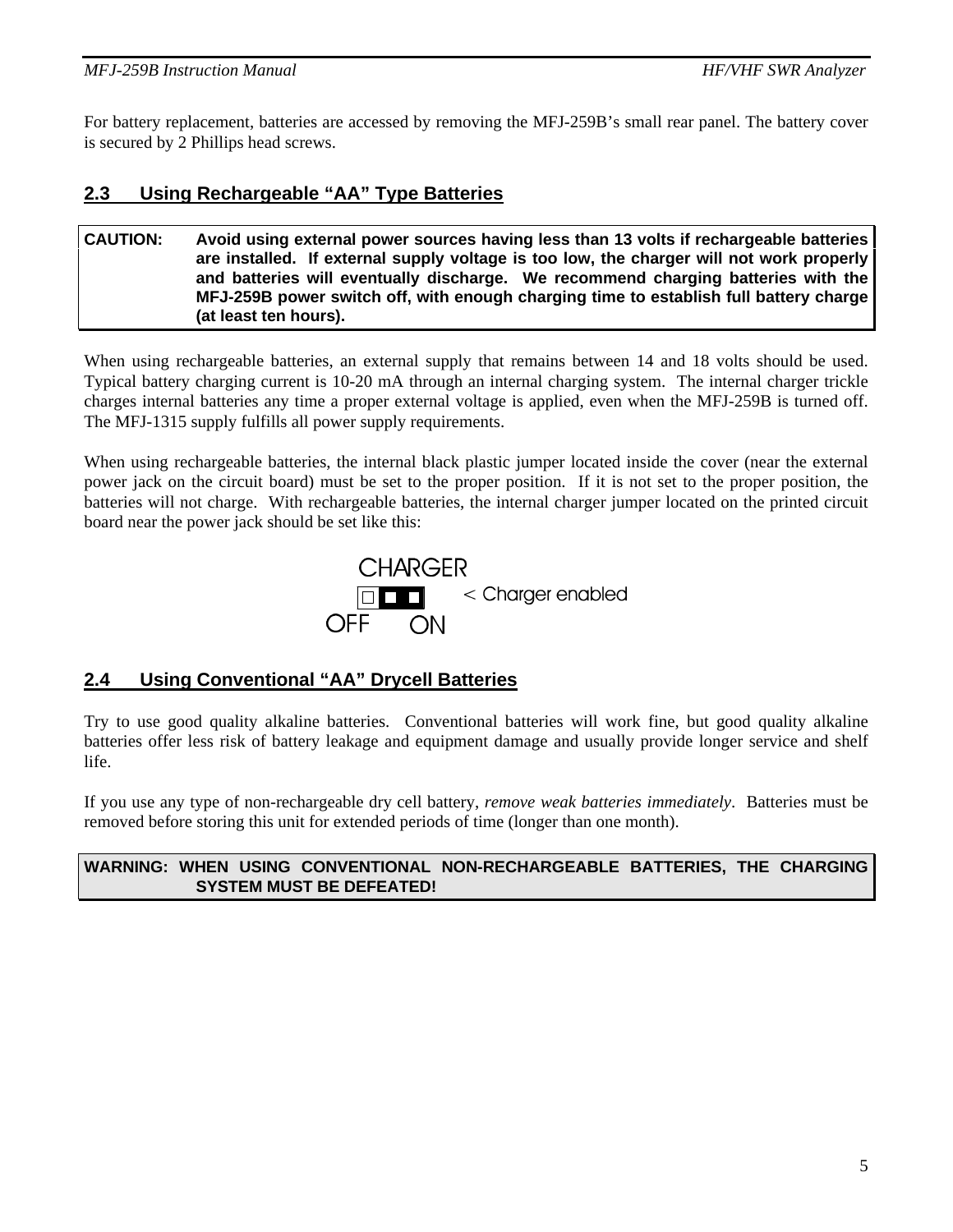For battery replacement, batteries are accessed by removing the MFJ-259B's small rear panel. The battery cover is secured by 2 Phillips head screws.

## 2.3 Using Rechargeable "AA" Type Batteries

**CAUTION: Avoid using external power sources having less than 13 volts if rechargeable batteries are installed. If external supply voltage is too low, the charger will not work properly and batteries will eventually discharge. We recommend charging batteries with the MFJ-259B power switch off, with enough charging time to establish full battery charge (at least ten hours).**

When using rechargeable batteries, an external supply that remains between 14 and 18 volts should be used. Typical battery charging current is 10-20 mA through an internal charging system. The internal charger trickle charges internal batteries any time a proper external voltage is applied, even when the MFJ-259B is turned off. The MFJ-1315 supply fulfills all power supply requirements.

When using rechargeable batteries, the internal black plastic jumper located inside the cover (near the external power jack on the circuit board) must be set to the proper position. If it is not set to the proper position, the batteries will not charge. With rechargeable batteries, the internal charger jumper located on the printed circuit board near the power jack should be set like this:

CHARGER

< Charger enabled

OFF ON

## 2.4 Using Conventional "AA" Drycell Batteries

Try to use good quality alkaline batteries. Conventional batteries will work fine, but good quality alkaline batteries offer less risk of battery leakage and equipment damage and usually provide longer service and shelf life.

If you use any type of non-rechargeable dry cell battery, *remove weak batteries immediately*. Batteries must be removed before storing this unit for extended periods of time (longer than one month).

**WARNING: WHEN USING CONVENTIONAL NON-RECHARGEABLE BATTERIES, THE CHARGING SYSTEM MUST BE DEFEATED!**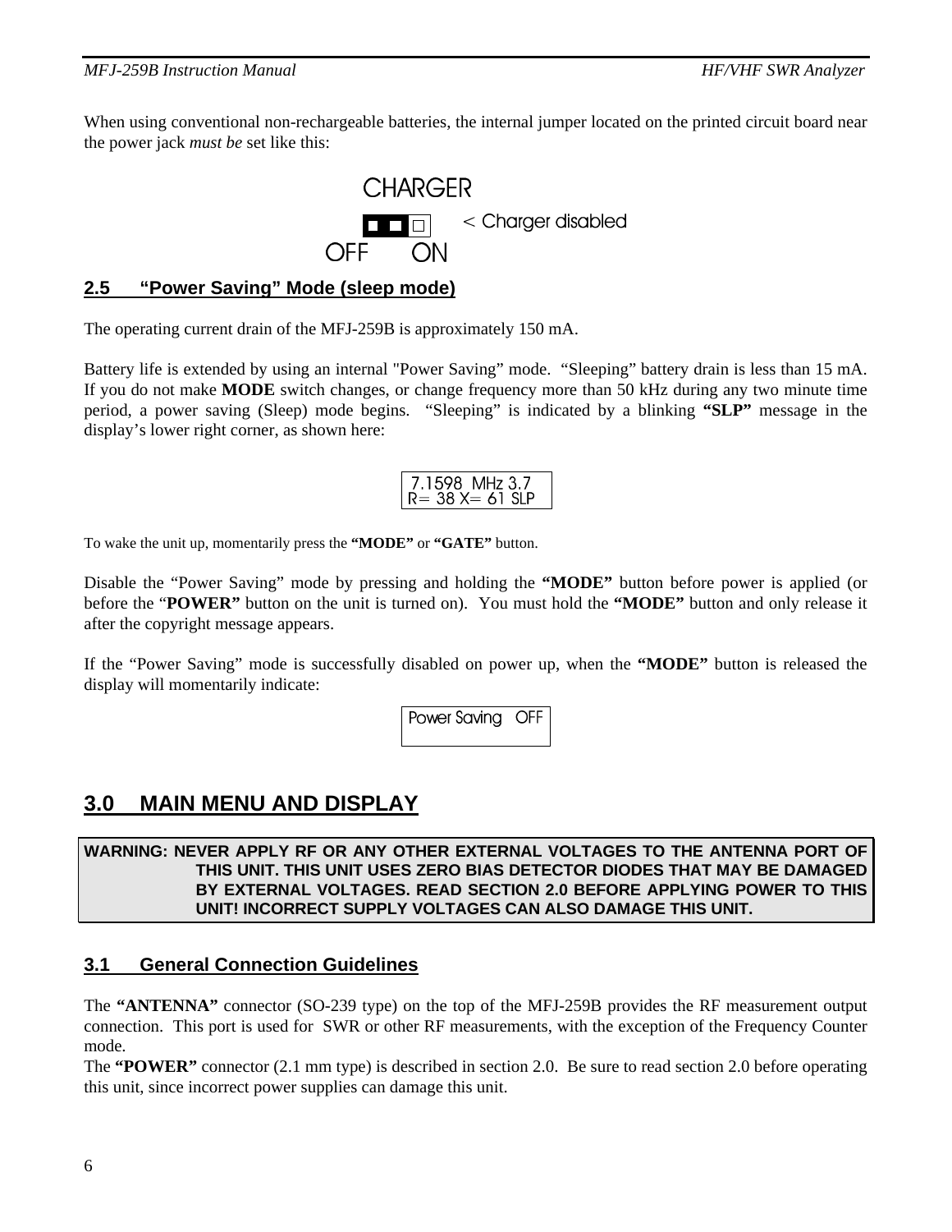When using conventional non-rechargeable batteries, the internal jumper located on the printed circuit board near the power jack *must be* set like this:

CHARGER

< Charger disabled

OFF ON

## 2.5 "Power Saving" Mode (sleep mode)

The operating current drain of the MFJ-259B is approximately 150 mA.

Battery life is extended by using an internal "Power Saving" mode. "Sleeping" battery drain is less than 15 mA. If you do not make **MODE** switch changes, or change frequency more than 50 kHz during any two minute time period, a power saving (Sleep) mode begins. "Sleeping" is indicated by a blinking **"SLP"** message in the display's lower right corner, as shown here:

```
7.1598  MHz 3.7
R= 38 X= 61 SLP
```

To wake the unit up, momentarily press the **"MODE"** or **"GATE"** button.

Disable the "Power Saving" mode by pressing and holding the **"MODE"** button before power is applied (or before the "**POWER"** button on the unit is turned on). You must hold the **"MODE"** button and only release it after the copyright message appears.

If the "Power Saving" mode is successfully disabled on power up, when the **"MODE"** button is released the display will momentarily indicate:

```
Power Saving   OFF
```

# 3.0 MAIN MENU AND DISPLAY

**WARNING: NEVER APPLY RF OR ANY OTHER EXTERNAL VOLTAGES TO THE ANTENNA PORT OF THIS UNIT. THIS UNIT USES ZERO BIAS DETECTOR DIODES THAT MAY BE DAMAGED BY EXTERNAL VOLTAGES. READ SECTION 2.0 BEFORE APPLYING POWER TO THIS UNIT! INCORRECT SUPPLY VOLTAGES CAN ALSO DAMAGE THIS UNIT.**

## 3.1 General Connection Guidelines

The **"ANTENNA"** connector (SO-239 type) on the top of the MFJ-259B provides the RF measurement output connection. This port is used for SWR or other RF measurements, with the exception of the Frequency Counter mode.

The **"POWER"** connector (2.1 mm type) is described in section 2.0. Be sure to read section 2.0 before operating this unit, since incorrect power supplies can damage this unit.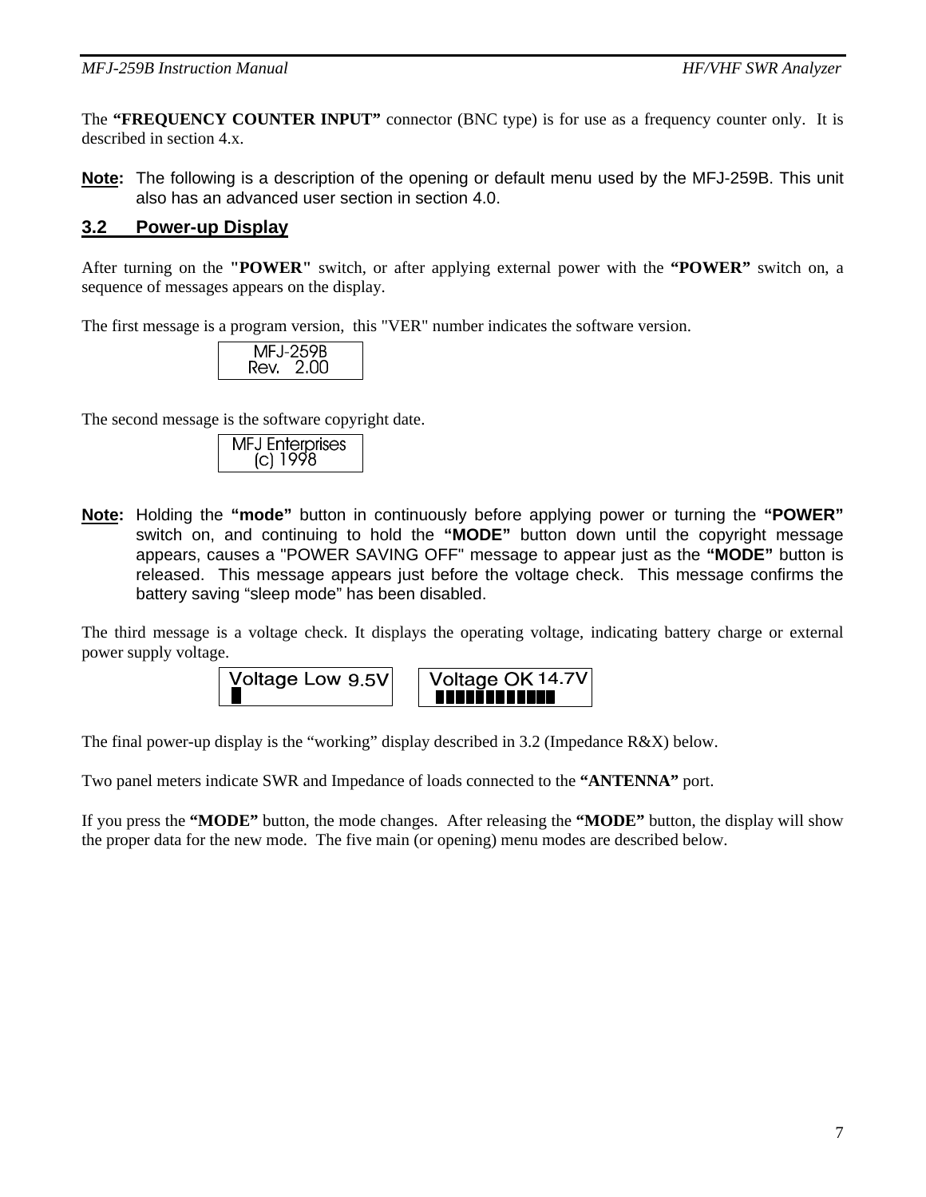The **"FREQUENCY COUNTER INPUT"** connector (BNC type) is for use as a frequency counter only. It is described in section 4.x.

**Note:** The following is a description of the opening or default menu used by the MFJ-259B. This unit also has an advanced user section in section 4.0.

## 3.2 Power-up Display

After turning on the **"POWER"** switch, or after applying external power with the **"POWER"** switch on, a sequence of messages appears on the display.

The first message is a program version, this "VER" number indicates the software version.

```
MFJ-259B
Rev.  2.00
```

The second message is the software copyright date.

```
MFJ Enterprises
   (c) 1998
```

**Note:** Holding the **"mode"** button in continuously before applying power or turning the **"POWER"** switch on, and continuing to hold the **"MODE"** button down until the copyright message appears, causes a "POWER SAVING OFF" message to appear just as the **"MODE"** button is released. This message appears just before the voltage check. This message confirms the battery saving "sleep mode" has been disabled.

The third message is a voltage check. It displays the operating voltage, indicating battery charge or external power supply voltage.

```
Voltage Low 9.5V
```

```
Voltage OK 14.7V
```

The final power-up display is the "working" display described in 3.2 (Impedance R&X) below.

Two panel meters indicate SWR and Impedance of loads connected to the **"ANTENNA"** port.

If you press the **"MODE"** button, the mode changes. After releasing the **"MODE"** button, the display will show the proper data for the new mode. The five main (or opening) menu modes are described below.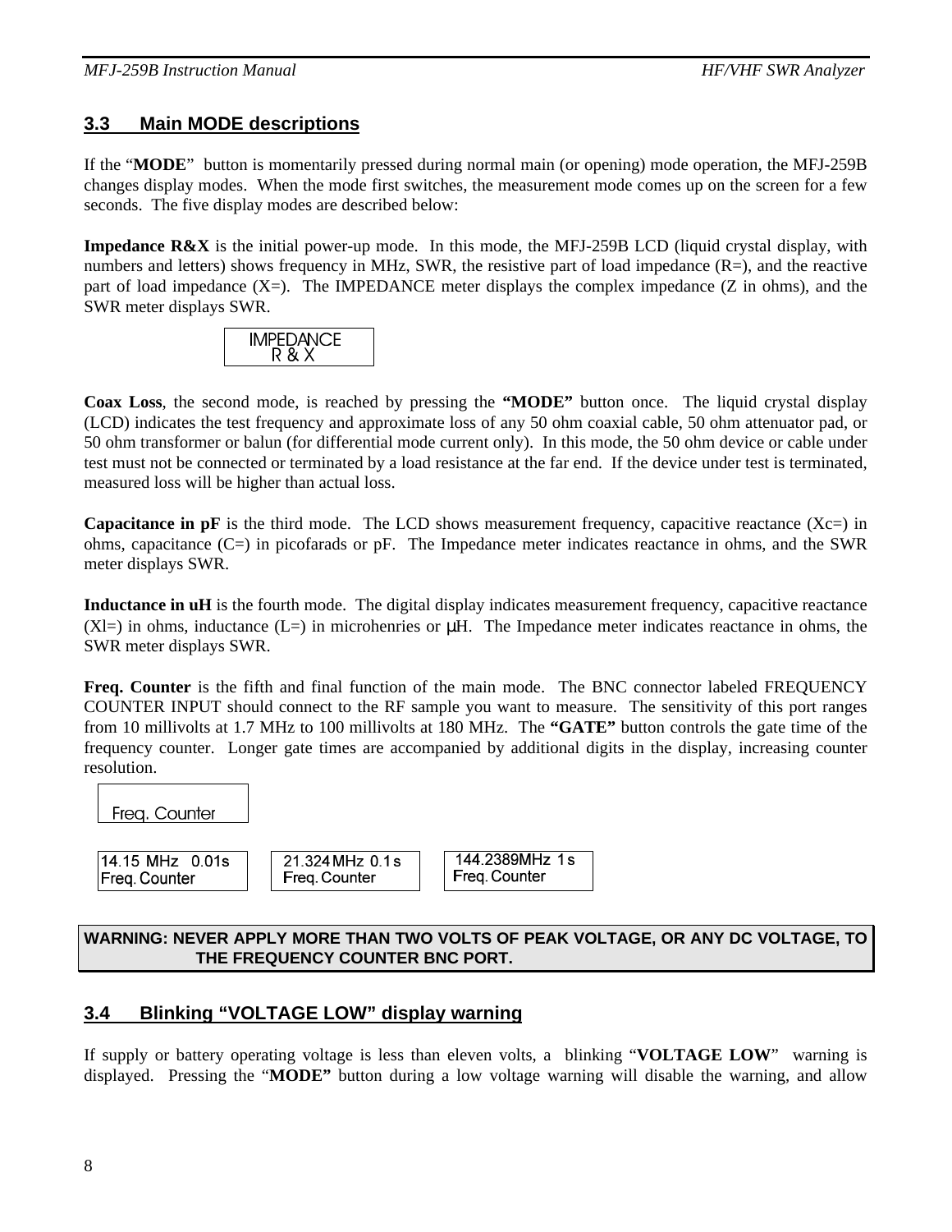## 3.3 Main MODE descriptions

If the "**MODE**" button is momentarily pressed during normal main (or opening) mode operation, the MFJ-259B changes display modes. When the mode first switches, the measurement mode comes up on the screen for a few seconds. The five display modes are described below:

**Impedance R&X** is the initial power-up mode. In this mode, the MFJ-259B LCD (liquid crystal display, with numbers and letters) shows frequency in MHz, SWR, the resistive part of load impedance (R=), and the reactive part of load impedance (X=). The IMPEDANCE meter displays the complex impedance (Z in ohms), and the SWR meter displays SWR.

```
IMPEDANCE
  R & X
```

**Coax Loss**, the second mode, is reached by pressing the **"MODE"** button once. The liquid crystal display (LCD) indicates the test frequency and approximate loss of any 50 ohm coaxial cable, 50 ohm attenuator pad, or 50 ohm transformer or balun (for differential mode current only). In this mode, the 50 ohm device or cable under test must not be connected or terminated by a load resistance at the far end. If the device under test is terminated, measured loss will be higher than actual loss.

**Capacitance in pF** is the third mode. The LCD shows measurement frequency, capacitive reactance (Xc=) in ohms, capacitance (C=) in picofarads or pF. The Impedance meter indicates reactance in ohms, and the SWR meter displays SWR.

**Inductance in uH** is the fourth mode. The digital display indicates measurement frequency, capacitive reactance (Xl=) in ohms, inductance (L=) in microhenries or µH. The Impedance meter indicates reactance in ohms, the SWR meter displays SWR.

**Freq. Counter** is the fifth and final function of the main mode. The BNC connector labeled FREQUENCY COUNTER INPUT should connect to the RF sample you want to measure. The sensitivity of this port ranges from 10 millivolts at 1.7 MHz to 100 millivolts at 180 MHz. The **"GATE"** button controls the gate time of the frequency counter. Longer gate times are accompanied by additional digits in the display, increasing counter resolution.

```
Freq. Counter
```

```
14.15 MHz   0.01s
Freq. Counter
```

```
21.324 MHz  0.1 s
Freq. Counter
```

```
144.2389MHz  1 s
Freq. Counter
```

**WARNING: NEVER APPLY MORE THAN TWO VOLTS OF PEAK VOLTAGE, OR ANY DC VOLTAGE, TO THE FREQUENCY COUNTER BNC PORT.**

## 3.4 Blinking "VOLTAGE LOW" display warning

If supply or battery operating voltage is less than eleven volts, a blinking "**VOLTAGE LOW**" warning is displayed. Pressing the "**MODE"** button during a low voltage warning will disable the warning, and allow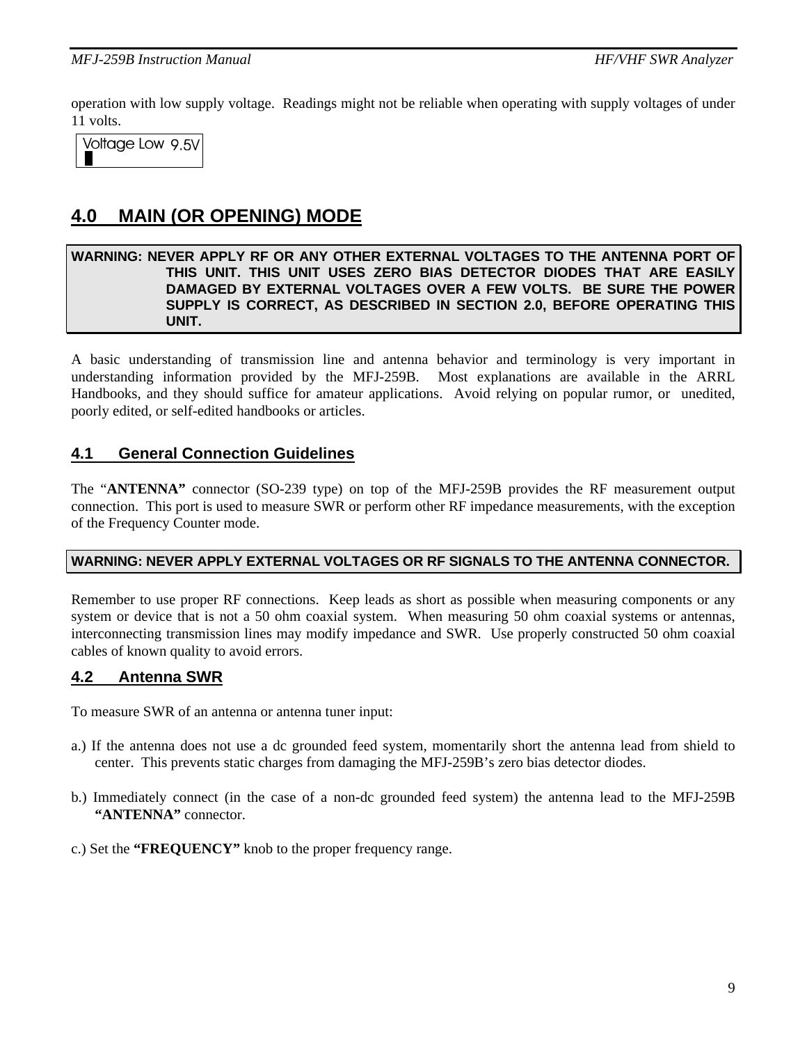operation with low supply voltage. Readings might not be reliable when operating with supply voltages of under 11 volts.

```
Voltage Low 9.5V
█
```

# 4.0 MAIN (OR OPENING) MODE

**WARNING: NEVER APPLY RF OR ANY OTHER EXTERNAL VOLTAGES TO THE ANTENNA PORT OF THIS UNIT. THIS UNIT USES ZERO BIAS DETECTOR DIODES THAT ARE EASILY DAMAGED BY EXTERNAL VOLTAGES OVER A FEW VOLTS. BE SURE THE POWER SUPPLY IS CORRECT, AS DESCRIBED IN SECTION 2.0, BEFORE OPERATING THIS UNIT.**

A basic understanding of transmission line and antenna behavior and terminology is very important in understanding information provided by the MFJ-259B. Most explanations are available in the ARRL Handbooks, and they should suffice for amateur applications. Avoid relying on popular rumor, or unedited, poorly edited, or self-edited handbooks or articles.

## 4.1 General Connection Guidelines

The "**ANTENNA"** connector (SO-239 type) on top of the MFJ-259B provides the RF measurement output connection. This port is used to measure SWR or perform other RF impedance measurements, with the exception of the Frequency Counter mode.

**WARNING: NEVER APPLY EXTERNAL VOLTAGES OR RF SIGNALS TO THE ANTENNA CONNECTOR.**

Remember to use proper RF connections. Keep leads as short as possible when measuring components or any system or device that is not a 50 ohm coaxial system. When measuring 50 ohm coaxial systems or antennas, interconnecting transmission lines may modify impedance and SWR. Use properly constructed 50 ohm coaxial cables of known quality to avoid errors.

## 4.2 Antenna SWR

To measure SWR of an antenna or antenna tuner input:

a.) If the antenna does not use a dc grounded feed system, momentarily short the antenna lead from shield to center. This prevents static charges from damaging the MFJ-259B's zero bias detector diodes.

b.) Immediately connect (in the case of a non-dc grounded feed system) the antenna lead to the MFJ-259B **"ANTENNA"** connector.

c.) Set the **"FREQUENCY"** knob to the proper frequency range.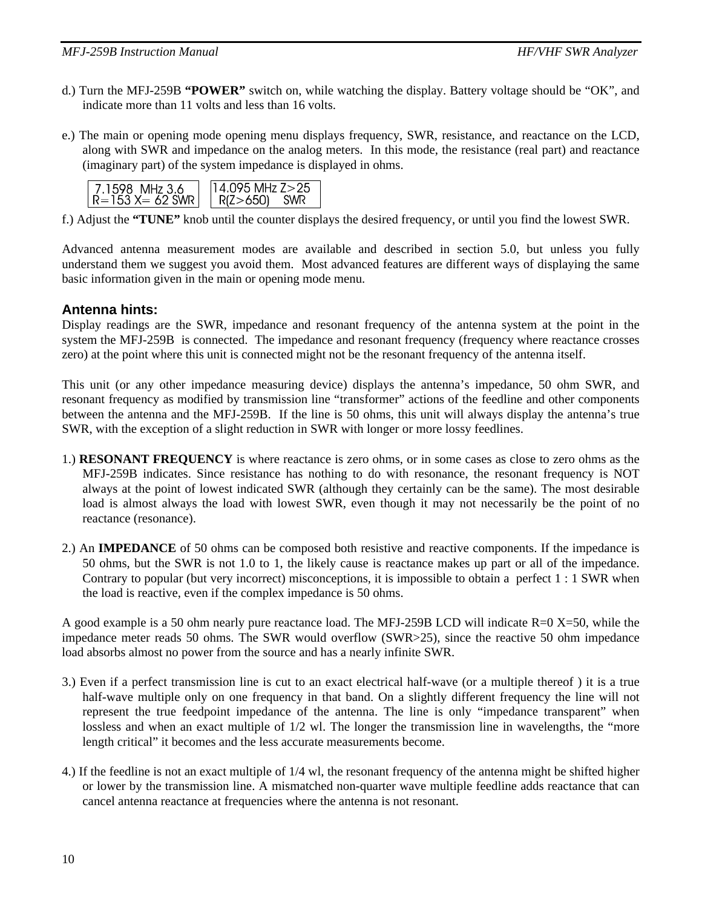d.) Turn the MFJ-259B **"POWER"** switch on, while watching the display. Battery voltage should be "OK", and indicate more than 11 volts and less than 16 volts.

e.) The main or opening mode opening menu displays frequency, SWR, resistance, and reactance on the LCD, along with SWR and impedance on the analog meters. In this mode, the resistance (real part) and reactance (imaginary part) of the system impedance is displayed in ohms.

```
7.1598  MHz 3.6        14.095 MHz Z>25
R=153 X= 62 SWR         R(Z>650)    SWR
```

f.) Adjust the **"TUNE"** knob until the counter displays the desired frequency, or until you find the lowest SWR.

Advanced antenna measurement modes are available and described in section 5.0, but unless you fully understand them we suggest you avoid them. Most advanced features are different ways of displaying the same basic information given in the main or opening mode menu.

### Antenna hints:

Display readings are the SWR, impedance and resonant frequency of the antenna system at the point in the system the MFJ-259B is connected. The impedance and resonant frequency (frequency where reactance crosses zero) at the point where this unit is connected might not be the resonant frequency of the antenna itself.

This unit (or any other impedance measuring device) displays the antenna's impedance, 50 ohm SWR, and resonant frequency as modified by transmission line "transformer" actions of the feedline and other components between the antenna and the MFJ-259B. If the line is 50 ohms, this unit will always display the antenna's true SWR, with the exception of a slight reduction in SWR with longer or more lossy feedlines.

1.) **RESONANT FREQUENCY** is where reactance is zero ohms, or in some cases as close to zero ohms as the MFJ-259B indicates. Since resistance has nothing to do with resonance, the resonant frequency is NOT always at the point of lowest indicated SWR (although they certainly can be the same). The most desirable load is almost always the load with lowest SWR, even though it may not necessarily be the point of no reactance (resonance).

2.) An **IMPEDANCE** of 50 ohms can be composed both resistive and reactive components. If the impedance is 50 ohms, but the SWR is not 1.0 to 1, the likely cause is reactance makes up part or all of the impedance. Contrary to popular (but very incorrect) misconceptions, it is impossible to obtain a perfect 1 : 1 SWR when the load is reactive, even if the complex impedance is 50 ohms.

A good example is a 50 ohm nearly pure reactance load. The MFJ-259B LCD will indicate R=0 X=50, while the impedance meter reads 50 ohms. The SWR would overflow (SWR>25), since the reactive 50 ohm impedance load absorbs almost no power from the source and has a nearly infinite SWR.

3.) Even if a perfect transmission line is cut to an exact electrical half-wave (or a multiple thereof ) it is a true half-wave multiple only on one frequency in that band. On a slightly different frequency the line will not represent the true feedpoint impedance of the antenna. The line is only "impedance transparent" when lossless and when an exact multiple of 1/2 wl. The longer the transmission line in wavelengths, the "more length critical" it becomes and the less accurate measurements become.

4.) If the feedline is not an exact multiple of 1/4 wl, the resonant frequency of the antenna might be shifted higher or lower by the transmission line. A mismatched non-quarter wave multiple feedline adds reactance that can cancel antenna reactance at frequencies where the antenna is not resonant.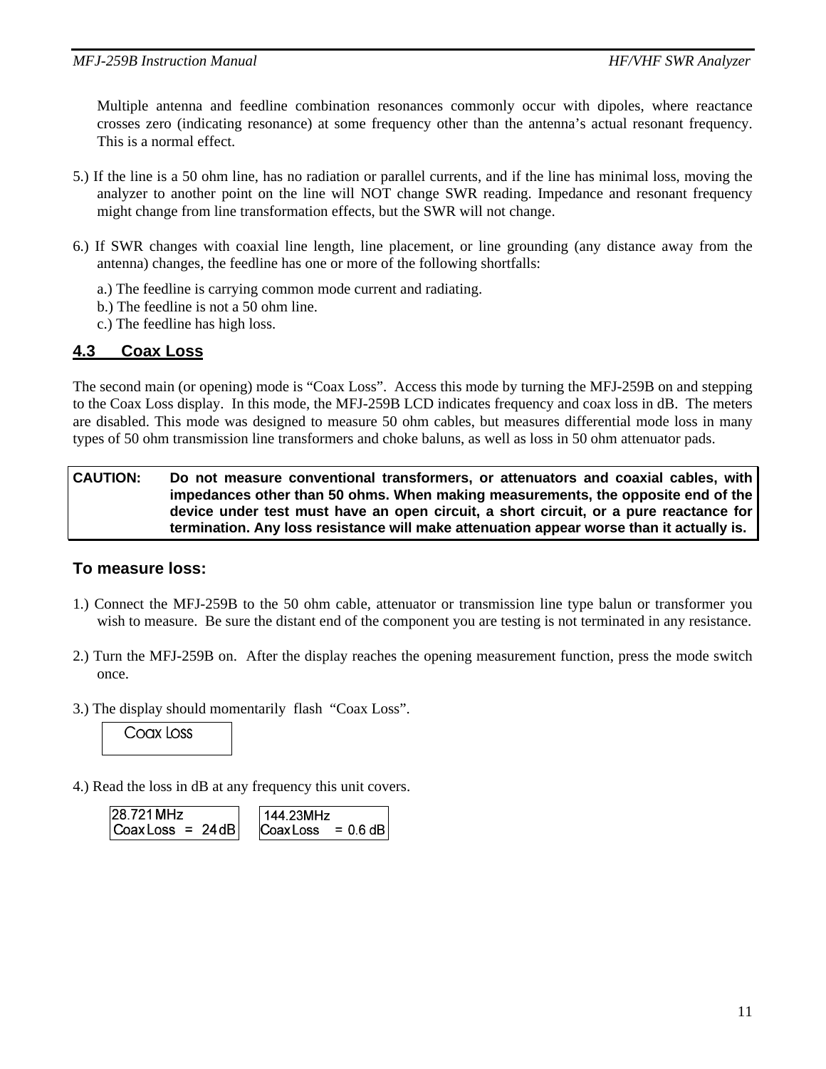Multiple antenna and feedline combination resonances commonly occur with dipoles, where reactance crosses zero (indicating resonance) at some frequency other than the antenna's actual resonant frequency. This is a normal effect.

5.) If the line is a 50 ohm line, has no radiation or parallel currents, and if the line has minimal loss, moving the analyzer to another point on the line will NOT change SWR reading. Impedance and resonant frequency might change from line transformation effects, but the SWR will not change.

6.) If SWR changes with coaxial line length, line placement, or line grounding (any distance away from the antenna) changes, the feedline has one or more of the following shortfalls:

a.) The feedline is carrying common mode current and radiating.
b.) The feedline is not a 50 ohm line.
c.) The feedline has high loss.

## 4.3 Coax Loss

The second main (or opening) mode is "Coax Loss". Access this mode by turning the MFJ-259B on and stepping to the Coax Loss display. In this mode, the MFJ-259B LCD indicates frequency and coax loss in dB. The meters are disabled. This mode was designed to measure 50 ohm cables, but measures differential mode loss in many types of 50 ohm transmission line transformers and choke baluns, as well as loss in 50 ohm attenuator pads.

**CAUTION: Do not measure conventional transformers, or attenuators and coaxial cables, with impedances other than 50 ohms. When making measurements, the opposite end of the device under test must have an open circuit, a short circuit, or a pure reactance for termination. Any loss resistance will make attenuation appear worse than it actually is.**

### To measure loss:

1.) Connect the MFJ-259B to the 50 ohm cable, attenuator or transmission line type balun or transformer you wish to measure. Be sure the distant end of the component you are testing is not terminated in any resistance.

2.) Turn the MFJ-259B on. After the display reaches the opening measurement function, press the mode switch once.

3.) The display should momentarily flash "Coax Loss".

```
Coax Loss
```

4.) Read the loss in dB at any frequency this unit covers.

```
28.721 MHz
Coax Loss  =  24 dB
```

```
144.23MHz
Coax Loss  = 0.6 dB
```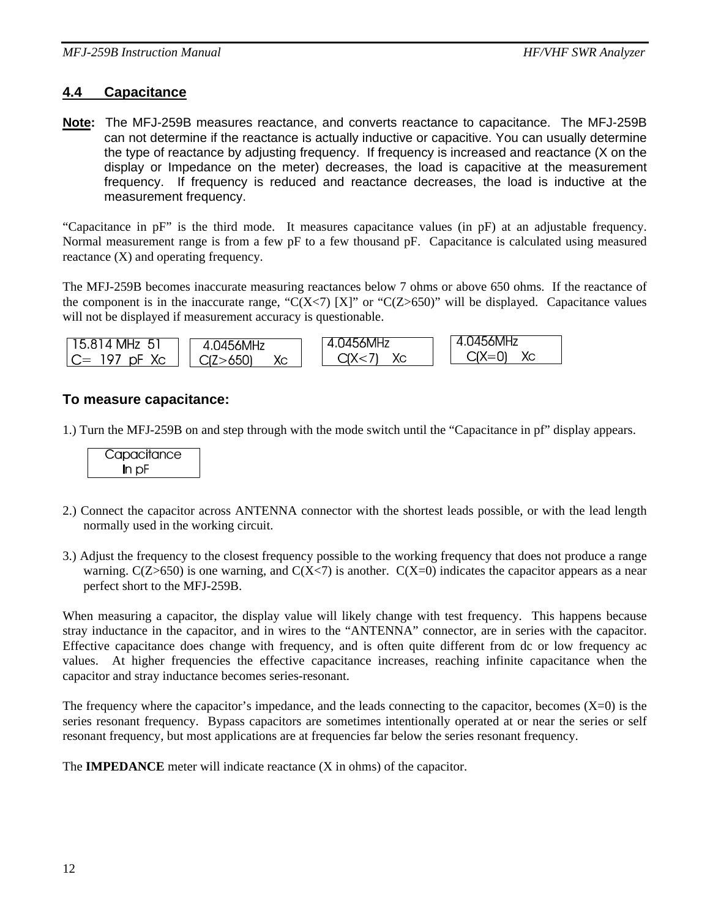## 4.4 Capacitance

**Note:** The MFJ-259B measures reactance, and converts reactance to capacitance. The MFJ-259B can not determine if the reactance is actually inductive or capacitive. You can usually determine the type of reactance by adjusting frequency. If frequency is increased and reactance (X on the display or Impedance on the meter) decreases, the load is capacitive at the measurement frequency. If frequency is reduced and reactance decreases, the load is inductive at the measurement frequency.

"Capacitance in pF" is the third mode. It measures capacitance values (in pF) at an adjustable frequency. Normal measurement range is from a few pF to a few thousand pF. Capacitance is calculated using measured reactance (X) and operating frequency.

The MFJ-259B becomes inaccurate measuring reactances below 7 ohms or above 650 ohms. If the reactance of the component is in the inaccurate range, "C(X<7) [X]" or "C(Z>650)" will be displayed. Capacitance values will not be displayed if measurement accuracy is questionable.

```
15.814 MHz  51
C=  197  pF  Xc
```

```
 4.0456MHz
C(Z>650)     Xc
```

```
4.0456MHz
  C(X<7)    Xc
```

```
4.0456MHz
  C(X=0)    Xc
```

### To measure capacitance:

1.) Turn the MFJ-259B on and step through with the mode switch until the "Capacitance in pf" display appears.

```
Capacitance
    In pF
```

2.) Connect the capacitor across ANTENNA connector with the shortest leads possible, or with the lead length normally used in the working circuit.

3.) Adjust the frequency to the closest frequency possible to the working frequency that does not produce a range warning. C(Z>650) is one warning, and C(X<7) is another. C(X=0) indicates the capacitor appears as a near perfect short to the MFJ-259B.

When measuring a capacitor, the display value will likely change with test frequency. This happens because stray inductance in the capacitor, and in wires to the "ANTENNA" connector, are in series with the capacitor. Effective capacitance does change with frequency, and is often quite different from dc or low frequency ac values. At higher frequencies the effective capacitance increases, reaching infinite capacitance when the capacitor and stray inductance becomes series-resonant.

The frequency where the capacitor's impedance, and the leads connecting to the capacitor, becomes (X=0) is the series resonant frequency. Bypass capacitors are sometimes intentionally operated at or near the series or self resonant frequency, but most applications are at frequencies far below the series resonant frequency.

The **IMPEDANCE** meter will indicate reactance (X in ohms) of the capacitor.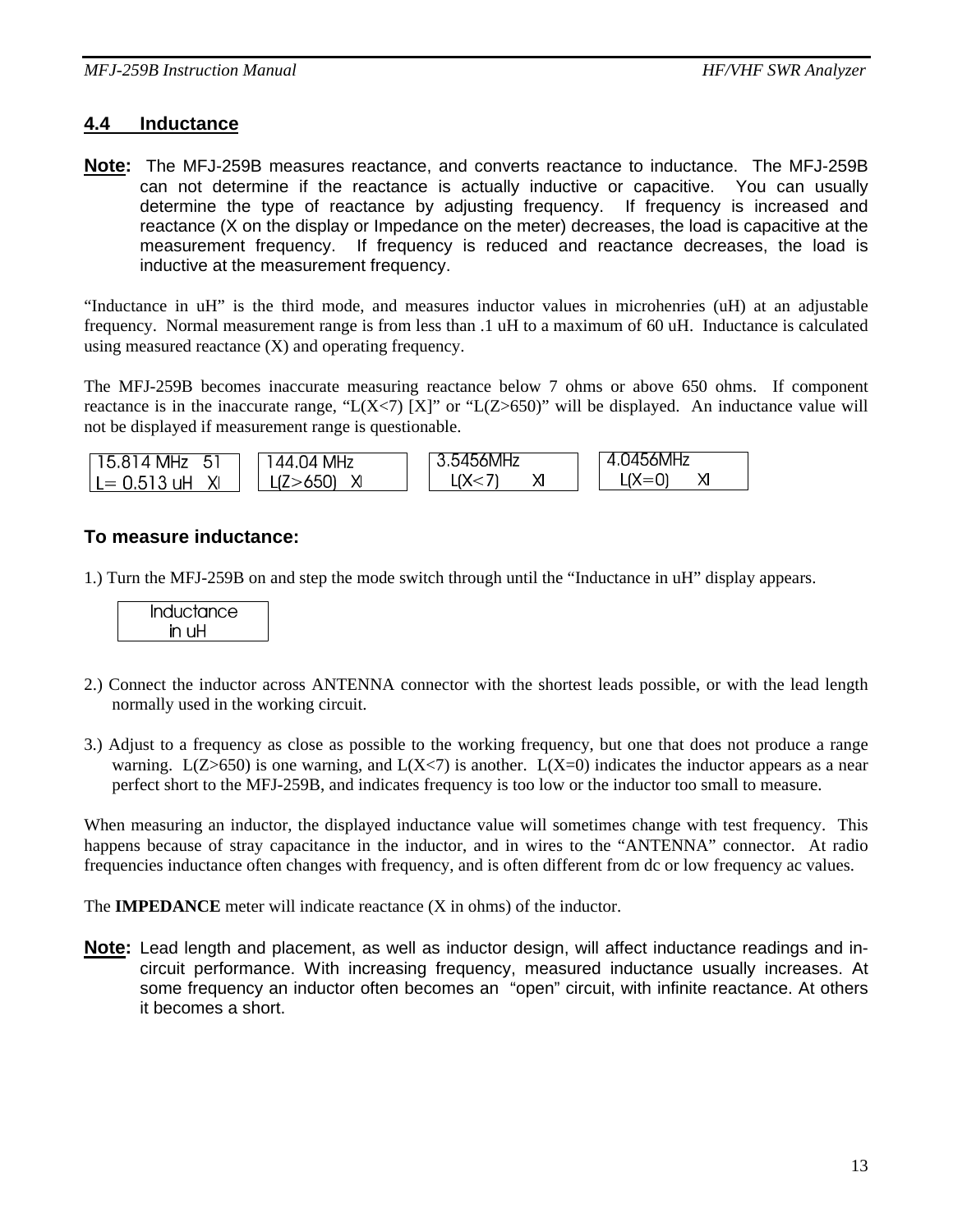## 4.4 Inductance

**Note:** The MFJ-259B measures reactance, and converts reactance to inductance. The MFJ-259B can not determine if the reactance is actually inductive or capacitive. You can usually determine the type of reactance by adjusting frequency. If frequency is increased and reactance (X on the display or Impedance on the meter) decreases, the load is capacitive at the measurement frequency. If frequency is reduced and reactance decreases, the load is inductive at the measurement frequency.

"Inductance in uH" is the third mode, and measures inductor values in microhenries (uH) at an adjustable frequency. Normal measurement range is from less than .1 uH to a maximum of 60 uH. Inductance is calculated using measured reactance (X) and operating frequency.

The MFJ-259B becomes inaccurate measuring reactance below 7 ohms or above 650 ohms. If component reactance is in the inaccurate range, "L(X<7) [X]" or "L(Z>650)" will be displayed. An inductance value will not be displayed if measurement range is questionable.

| | | | |
|---|---|---|---|
| 15.814 MHz 51<br>L= 0.513 uH XI | 144.04 MHz<br>L(Z>650) XI | 3.5456MHz<br>L(X<7) XI | 4.0456MHz<br>L(X=0) XI |

### To measure inductance:

1.) Turn the MFJ-259B on and step the mode switch through until the "Inductance in uH" display appears.

| |
|---|
| Inductance<br>in uH |

2.) Connect the inductor across ANTENNA connector with the shortest leads possible, or with the lead length normally used in the working circuit.

3.) Adjust to a frequency as close as possible to the working frequency, but one that does not produce a range warning. L(Z>650) is one warning, and L(X<7) is another. L(X=0) indicates the inductor appears as a near perfect short to the MFJ-259B, and indicates frequency is too low or the inductor too small to measure.

When measuring an inductor, the displayed inductance value will sometimes change with test frequency. This happens because of stray capacitance in the inductor, and in wires to the "ANTENNA" connector. At radio frequencies inductance often changes with frequency, and is often different from dc or low frequency ac values.

The **IMPEDANCE** meter will indicate reactance (X in ohms) of the inductor.

**Note:** Lead length and placement, as well as inductor design, will affect inductance readings and in-circuit performance. With increasing frequency, measured inductance usually increases. At some frequency an inductor often becomes an "open" circuit, with infinite reactance. At others it becomes a short.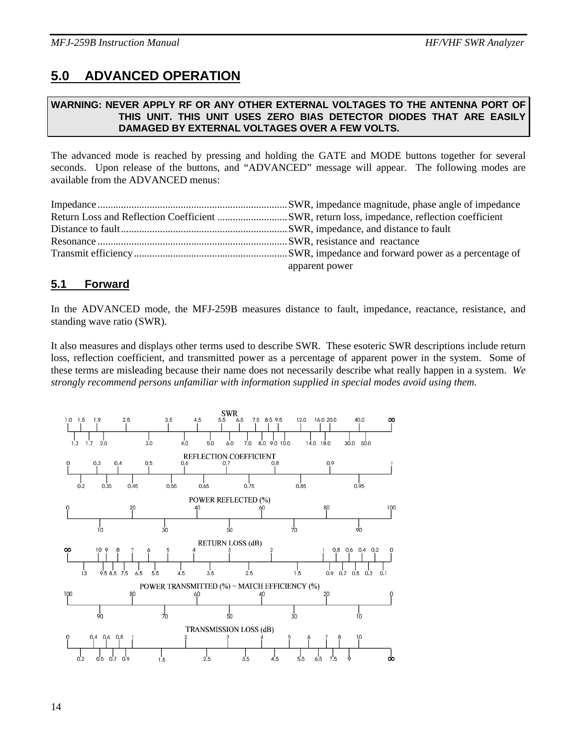# 5.0 ADVANCED OPERATION

**WARNING: NEVER APPLY RF OR ANY OTHER EXTERNAL VOLTAGES TO THE ANTENNA PORT OF THIS UNIT. THIS UNIT USES ZERO BIAS DETECTOR DIODES THAT ARE EASILY DAMAGED BY EXTERNAL VOLTAGES OVER A FEW VOLTS.**

The advanced mode is reached by pressing and holding the GATE and MODE buttons together for several seconds. Upon release of the buttons, and "ADVANCED" message will appear. The following modes are available from the ADVANCED menus:

| | |
|---|---|
| Impedance | SWR, impedance magnitude, phase angle of impedance |
| Return Loss and Reflection Coefficient | SWR, return loss, impedance, reflection coefficient |
| Distance to fault | SWR, impedance, and distance to fault |
| Resonance | SWR, resistance and reactance |
| Transmit efficiency | SWR, impedance and forward power as a percentage of apparent power |

## 5.1 Forward

In the ADVANCED mode, the MFJ-259B measures distance to fault, impedance, reactance, resistance, and standing wave ratio (SWR).

It also measures and displays other terms used to describe SWR. These esoteric SWR descriptions include return loss, reflection coefficient, and transmitted power as a percentage of apparent power in the system. Some of these terms are misleading because their name does not necessarily describe what really happen in a system. *We strongly recommend persons unfamiliar with information supplied in special modes avoid using them.*

SWR
1.0 1.5 1.9 2.5 3.5 4.5 5.5 6.5 7.5 8.5 9.5 12.0 16.0 20.0 40.0 ∞
1.3 1.7 2.0 3.0 4.0 5.0 6.0 7.0 8.0 9.0 10.0 14.0 18.0 30.0 50.0

REFLECTION COEFFICIENT
0 0.3 0.4 0.5 0.6 0.7 0.8 0.9 1
0.2 0.35 0.45 0.55 0.65 0.75 0.85 0.95

POWER REFLECTED (%)
0 20 40 60 80 100
10 30 50 70 90

RETURN LOSS (dB)
∞ 10 9 8 7 6 5 4 3 2 1 0.8 0.6 0.4 0.2 0
13 9.5 8.5 7.5 6.5 5.5 4.5 3.5 2.5 1.5 0.9 0.7 0.5 0.3 0.1

POWER TRANSMITTED (%) = MATCH EFFICIENCY (%)
100 80 60 40 20 0
90 70 50 30 10

TRANSMISSION LOSS (dB)
0 0.4 0.6 0.8 1 2 3 4 5 6 7 8 10
0.2 0.5 0.7 0.9 1.5 2.5 3.5 4.5 5.5 6.5 7.5 9 ∞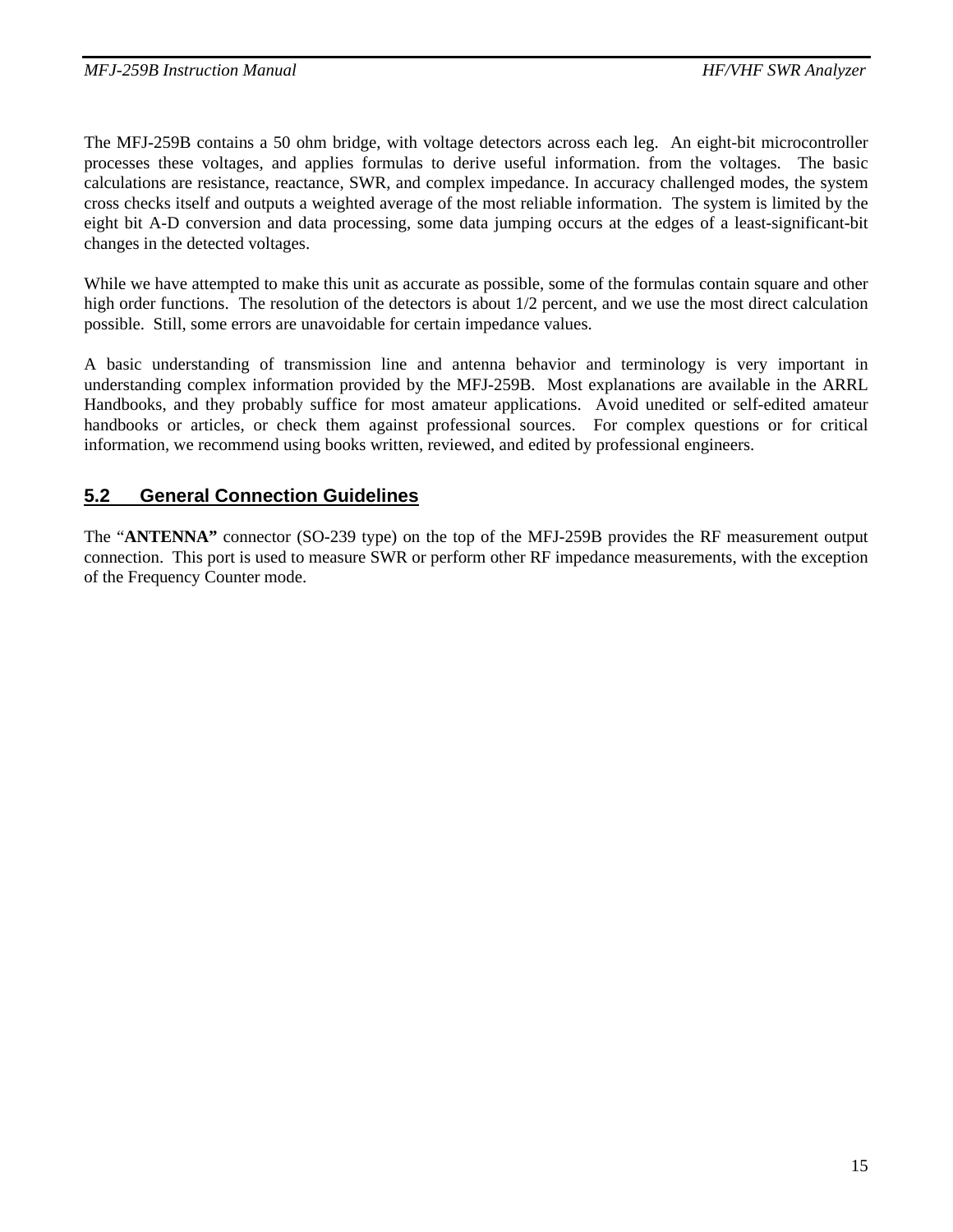The MFJ-259B contains a 50 ohm bridge, with voltage detectors across each leg. An eight-bit microcontroller processes these voltages, and applies formulas to derive useful information. from the voltages. The basic calculations are resistance, reactance, SWR, and complex impedance. In accuracy challenged modes, the system cross checks itself and outputs a weighted average of the most reliable information. The system is limited by the eight bit A-D conversion and data processing, some data jumping occurs at the edges of a least-significant-bit changes in the detected voltages.

While we have attempted to make this unit as accurate as possible, some of the formulas contain square and other high order functions. The resolution of the detectors is about 1/2 percent, and we use the most direct calculation possible. Still, some errors are unavoidable for certain impedance values.

A basic understanding of transmission line and antenna behavior and terminology is very important in understanding complex information provided by the MFJ-259B. Most explanations are available in the ARRL Handbooks, and they probably suffice for most amateur applications. Avoid unedited or self-edited amateur handbooks or articles, or check them against professional sources. For complex questions or for critical information, we recommend using books written, reviewed, and edited by professional engineers.

## 5.2 General Connection Guidelines

The "**ANTENNA"** connector (SO-239 type) on the top of the MFJ-259B provides the RF measurement output connection. This port is used to measure SWR or perform other RF impedance measurements, with the exception of the Frequency Counter mode.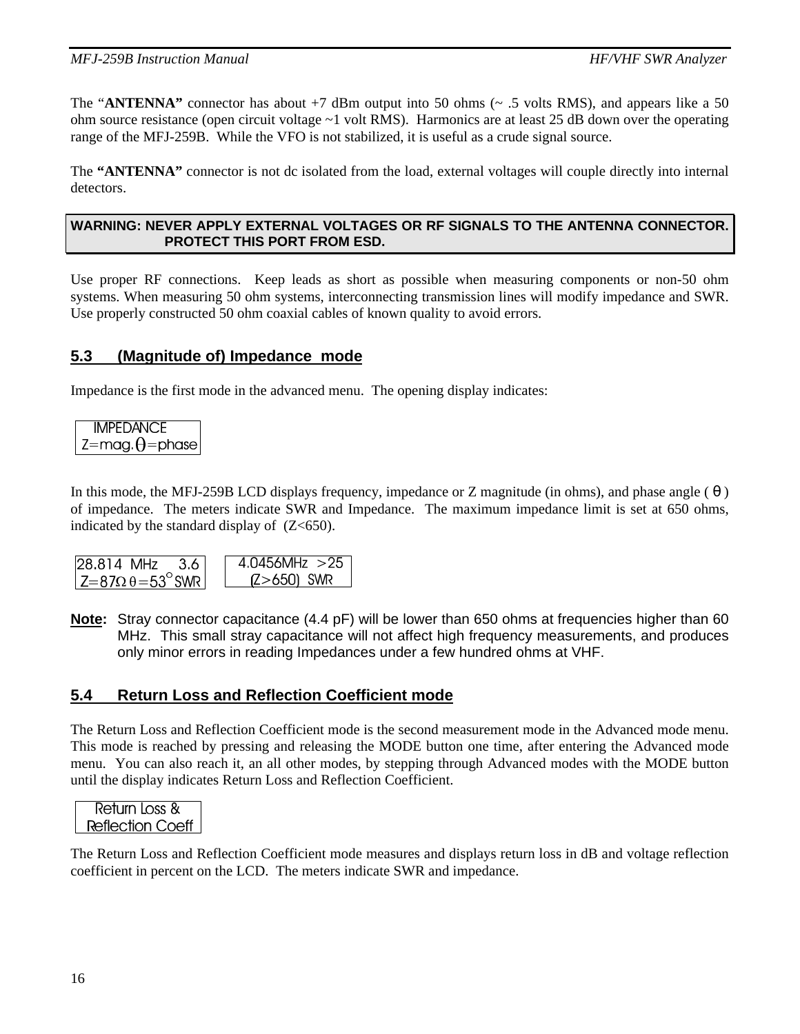The "**ANTENNA"** connector has about +7 dBm output into 50 ohms (~ .5 volts RMS), and appears like a 50 ohm source resistance (open circuit voltage ~1 volt RMS). Harmonics are at least 25 dB down over the operating range of the MFJ-259B. While the VFO is not stabilized, it is useful as a crude signal source.

The **"ANTENNA"** connector is not dc isolated from the load, external voltages will couple directly into internal detectors.

**WARNING: NEVER APPLY EXTERNAL VOLTAGES OR RF SIGNALS TO THE ANTENNA CONNECTOR. PROTECT THIS PORT FROM ESD.**

Use proper RF connections. Keep leads as short as possible when measuring components or non-50 ohm systems. When measuring 50 ohm systems, interconnecting transmission lines will modify impedance and SWR. Use properly constructed 50 ohm coaxial cables of known quality to avoid errors.

## 5.3 (Magnitude of) Impedance mode

Impedance is the first mode in the advanced menu. The opening display indicates:

```
  IMPEDANCE
Z=mag.θ=phase
```

In this mode, the MFJ-259B LCD displays frequency, impedance or Z magnitude (in ohms), and phase angle ( θ ) of impedance. The meters indicate SWR and Impedance. The maximum impedance limit is set at 650 ohms, indicated by the standard display of (Z<650).

```
28.814 MHz    3.6
Z=87Ω θ=53° SWR
```

```
4.0456MHz  >25
 (Z>650)  SWR
```

**Note:** Stray connector capacitance (4.4 pF) will be lower than 650 ohms at frequencies higher than 60 MHz. This small stray capacitance will not affect high frequency measurements, and produces only minor errors in reading Impedances under a few hundred ohms at VHF.

## 5.4 Return Loss and Reflection Coefficient mode

The Return Loss and Reflection Coefficient mode is the second measurement mode in the Advanced mode menu. This mode is reached by pressing and releasing the MODE button one time, after entering the Advanced mode menu. You can also reach it, an all other modes, by stepping through Advanced modes with the MODE button until the display indicates Return Loss and Reflection Coefficient.

```
 Return Loss &
Reflection Coeff
```

The Return Loss and Reflection Coefficient mode measures and displays return loss in dB and voltage reflection coefficient in percent on the LCD. The meters indicate SWR and impedance.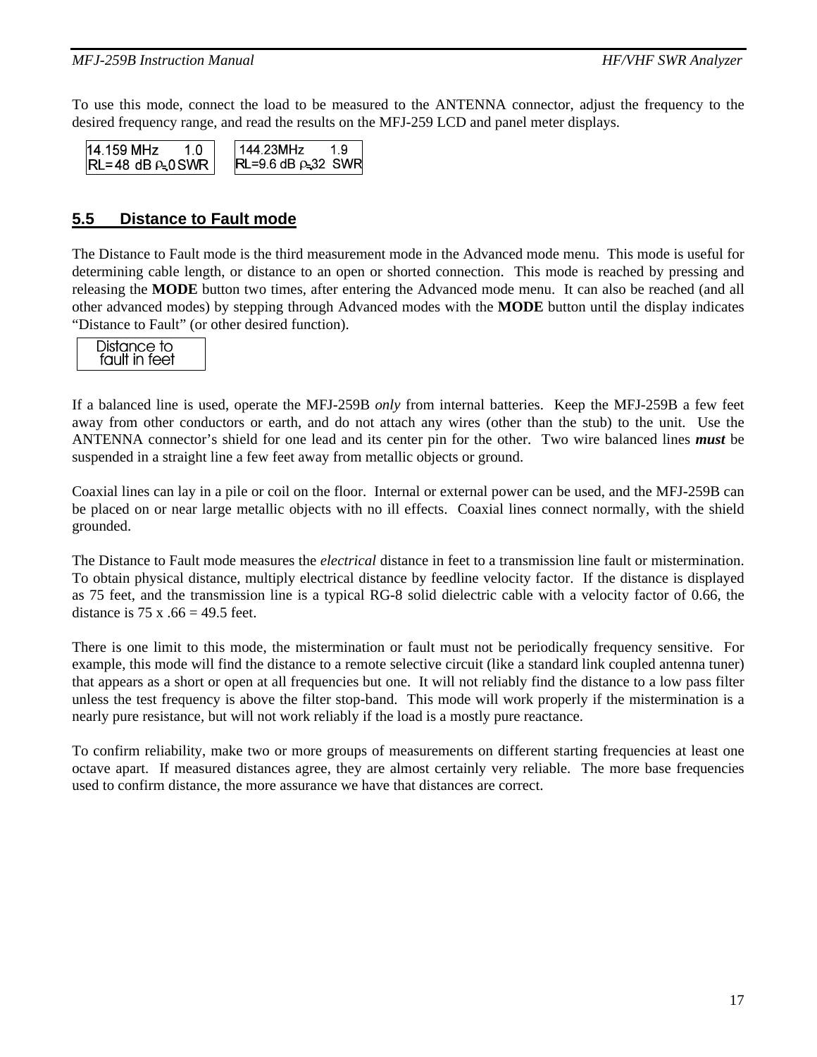To use this mode, connect the load to be measured to the ANTENNA connector, adjust the frequency to the desired frequency range, and read the results on the MFJ-259 LCD and panel meter displays.

```
14.159 MHz      1.0
RL=48 dB ρ=.0SWR
```

```
144.23MHz      1.9
RL=9.6 dB ρ=.32  SWR
```

## 5.5 Distance to Fault mode

The Distance to Fault mode is the third measurement mode in the Advanced mode menu. This mode is useful for determining cable length, or distance to an open or shorted connection. This mode is reached by pressing and releasing the **MODE** button two times, after entering the Advanced mode menu. It can also be reached (and all other advanced modes) by stepping through Advanced modes with the **MODE** button until the display indicates "Distance to Fault" (or other desired function).

```
Distance to
 fault in feet
```

If a balanced line is used, operate the MFJ-259B *only* from internal batteries. Keep the MFJ-259B a few feet away from other conductors or earth, and do not attach any wires (other than the stub) to the unit. Use the ANTENNA connector's shield for one lead and its center pin for the other. Two wire balanced lines ***must*** be suspended in a straight line a few feet away from metallic objects or ground.

Coaxial lines can lay in a pile or coil on the floor. Internal or external power can be used, and the MFJ-259B can be placed on or near large metallic objects with no ill effects. Coaxial lines connect normally, with the shield grounded.

The Distance to Fault mode measures the *electrical* distance in feet to a transmission line fault or mistermination. To obtain physical distance, multiply electrical distance by feedline velocity factor. If the distance is displayed as 75 feet, and the transmission line is a typical RG-8 solid dielectric cable with a velocity factor of 0.66, the distance is 75 x .66 = 49.5 feet.

There is one limit to this mode, the mistermination or fault must not be periodically frequency sensitive. For example, this mode will find the distance to a remote selective circuit (like a standard link coupled antenna tuner) that appears as a short or open at all frequencies but one. It will not reliably find the distance to a low pass filter unless the test frequency is above the filter stop-band. This mode will work properly if the mistermination is a nearly pure resistance, but will not work reliably if the load is a mostly pure reactance.

To confirm reliability, make two or more groups of measurements on different starting frequencies at least one octave apart. If measured distances agree, they are almost certainly very reliable. The more base frequencies used to confirm distance, the more assurance we have that distances are correct.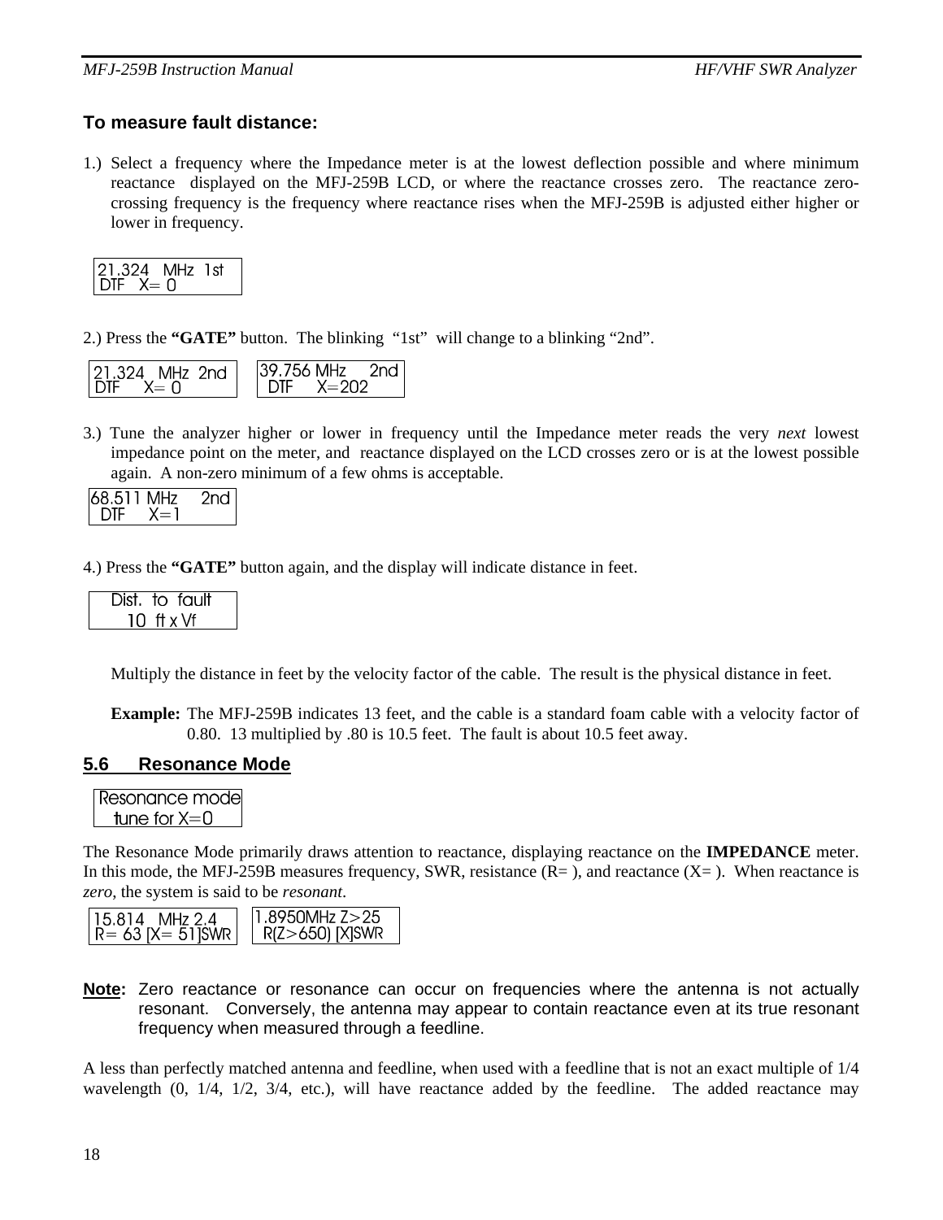### To measure fault distance:

1.) Select a frequency where the Impedance meter is at the lowest deflection possible and where minimum reactance displayed on the MFJ-259B LCD, or where the reactance crosses zero. The reactance zero-crossing frequency is the frequency where reactance rises when the MFJ-259B is adjusted either higher or lower in frequency.

```
21.324  MHz  1st
DTF   X= 0
```

2.) Press the **"GATE"** button. The blinking "1st" will change to a blinking "2nd".

```
21.324  MHz  2nd
DTF    X= 0
```

```
39.756 MHz    2nd
  DTF    X=202
```

3.) Tune the analyzer higher or lower in frequency until the Impedance meter reads the very *next* lowest impedance point on the meter, and reactance displayed on the LCD crosses zero or is at the lowest possible again. A non-zero minimum of a few ohms is acceptable.

```
68.511 MHz    2nd
  DTF    X=1
```

4.) Press the **"GATE"** button again, and the display will indicate distance in feet.

```
Dist. to fault
   10 ft x Vf
```

Multiply the distance in feet by the velocity factor of the cable. The result is the physical distance in feet.

**Example:** The MFJ-259B indicates 13 feet, and the cable is a standard foam cable with a velocity factor of 0.80. 13 multiplied by .80 is 10.5 feet. The fault is about 10.5 feet away.

## 5.6 Resonance Mode

```
Resonance mode
  tune for X=0
```

The Resonance Mode primarily draws attention to reactance, displaying reactance on the **IMPEDANCE** meter. In this mode, the MFJ-259B measures frequency, SWR, resistance (R= ), and reactance (X= ). When reactance is *zero*, the system is said to be *resonant*.

```
15.814  MHz 2.4
R= 63 [X= 51]SWR
```

```
1.8950MHz Z>25
 R(Z>650) [X]SWR
```

**Note:** Zero reactance or resonance can occur on frequencies where the antenna is not actually resonant. Conversely, the antenna may appear to contain reactance even at its true resonant frequency when measured through a feedline.

A less than perfectly matched antenna and feedline, when used with a feedline that is not an exact multiple of 1/4 wavelength (0, 1/4, 1/2, 3/4, etc.), will have reactance added by the feedline. The added reactance may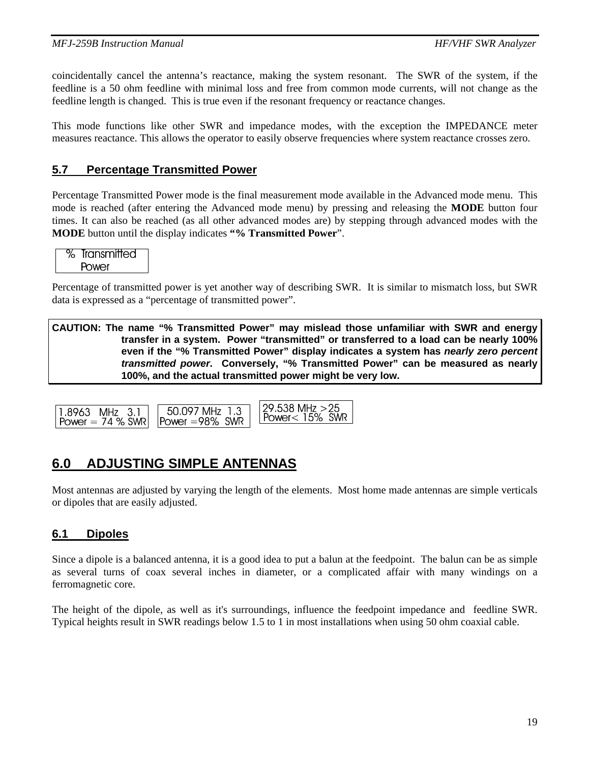coincidentally cancel the antenna's reactance, making the system resonant. The SWR of the system, if the feedline is a 50 ohm feedline with minimal loss and free from common mode currents, will not change as the feedline length is changed. This is true even if the resonant frequency or reactance changes.

This mode functions like other SWR and impedance modes, with the exception the IMPEDANCE meter measures reactance. This allows the operator to easily observe frequencies where system reactance crosses zero.

### 5.7 Percentage Transmitted Power

Percentage Transmitted Power mode is the final measurement mode available in the Advanced mode menu. This mode is reached (after entering the Advanced mode menu) by pressing and releasing the **MODE** button four times. It can also be reached (as all other advanced modes are) by stepping through advanced modes with the **MODE** button until the display indicates **"% Transmitted Power"**.

```
% Transmitted
   Power
```

Percentage of transmitted power is yet another way of describing SWR. It is similar to mismatch loss, but SWR data is expressed as a "percentage of transmitted power".

**CAUTION: The name "% Transmitted Power" may mislead those unfamiliar with SWR and energy transfer in a system. Power "transmitted" or transferred to a load can be nearly 100% even if the "% Transmitted Power" display indicates a system has *nearly zero percent transmitted power*. Conversely, "% Transmitted Power" can be measured as nearly 100%, and the actual transmitted power might be very low.**

```
1.8963  MHz  3.1
Power = 74 % SWR
```

```
50.097 MHz  1.3
Power =98%  SWR
```

```
29.538 MHz >25
Power< 15%  SWR
```

## 6.0 ADJUSTING SIMPLE ANTENNAS

Most antennas are adjusted by varying the length of the elements. Most home made antennas are simple verticals or dipoles that are easily adjusted.

### 6.1 Dipoles

Since a dipole is a balanced antenna, it is a good idea to put a balun at the feedpoint. The balun can be as simple as several turns of coax several inches in diameter, or a complicated affair with many windings on a ferromagnetic core.

The height of the dipole, as well as it's surroundings, influence the feedpoint impedance and feedline SWR. Typical heights result in SWR readings below 1.5 to 1 in most installations when using 50 ohm coaxial cable.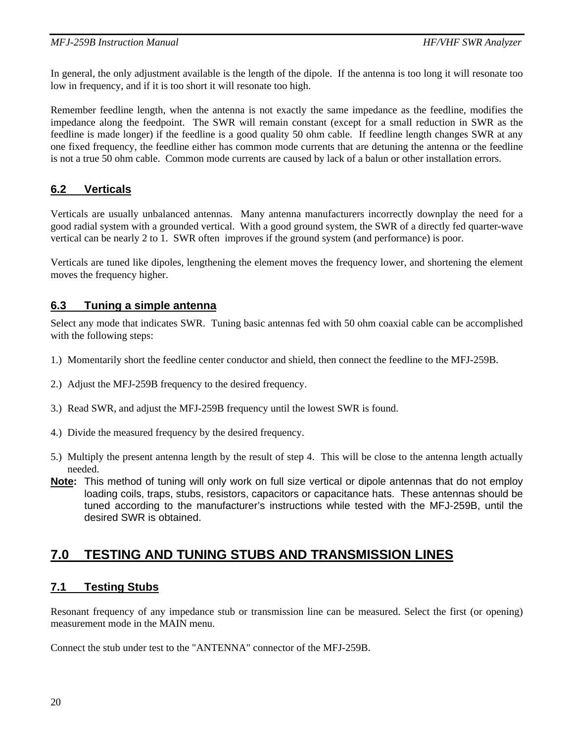In general, the only adjustment available is the length of the dipole. If the antenna is too long it will resonate too low in frequency, and if it is too short it will resonate too high.

Remember feedline length, when the antenna is not exactly the same impedance as the feedline, modifies the impedance along the feedpoint. The SWR will remain constant (except for a small reduction in SWR as the feedline is made longer) if the feedline is a good quality 50 ohm cable. If feedline length changes SWR at any one fixed frequency, the feedline either has common mode currents that are detuning the antenna or the feedline is not a true 50 ohm cable. Common mode currents are caused by lack of a balun or other installation errors.

### 6.2 Verticals

Verticals are usually unbalanced antennas. Many antenna manufacturers incorrectly downplay the need for a good radial system with a grounded vertical. With a good ground system, the SWR of a directly fed quarter-wave vertical can be nearly 2 to 1. SWR often improves if the ground system (and performance) is poor.

Verticals are tuned like dipoles, lengthening the element moves the frequency lower, and shortening the element moves the frequency higher.

### 6.3 Tuning a simple antenna

Select any mode that indicates SWR. Tuning basic antennas fed with 50 ohm coaxial cable can be accomplished with the following steps:

1.) Momentarily short the feedline center conductor and shield, then connect the feedline to the MFJ-259B.

2.) Adjust the MFJ-259B frequency to the desired frequency.

3.) Read SWR, and adjust the MFJ-259B frequency until the lowest SWR is found.

4.) Divide the measured frequency by the desired frequency.

5.) Multiply the present antenna length by the result of step 4. This will be close to the antenna length actually needed.

**Note:** This method of tuning will only work on full size vertical or dipole antennas that do not employ loading coils, traps, stubs, resistors, capacitors or capacitance hats. These antennas should be tuned according to the manufacturer's instructions while tested with the MFJ-259B, until the desired SWR is obtained.

## 7.0 TESTING AND TUNING STUBS AND TRANSMISSION LINES

### 7.1 Testing Stubs

Resonant frequency of any impedance stub or transmission line can be measured. Select the first (or opening) measurement mode in the MAIN menu.

Connect the stub under test to the "ANTENNA" connector of the MFJ-259B.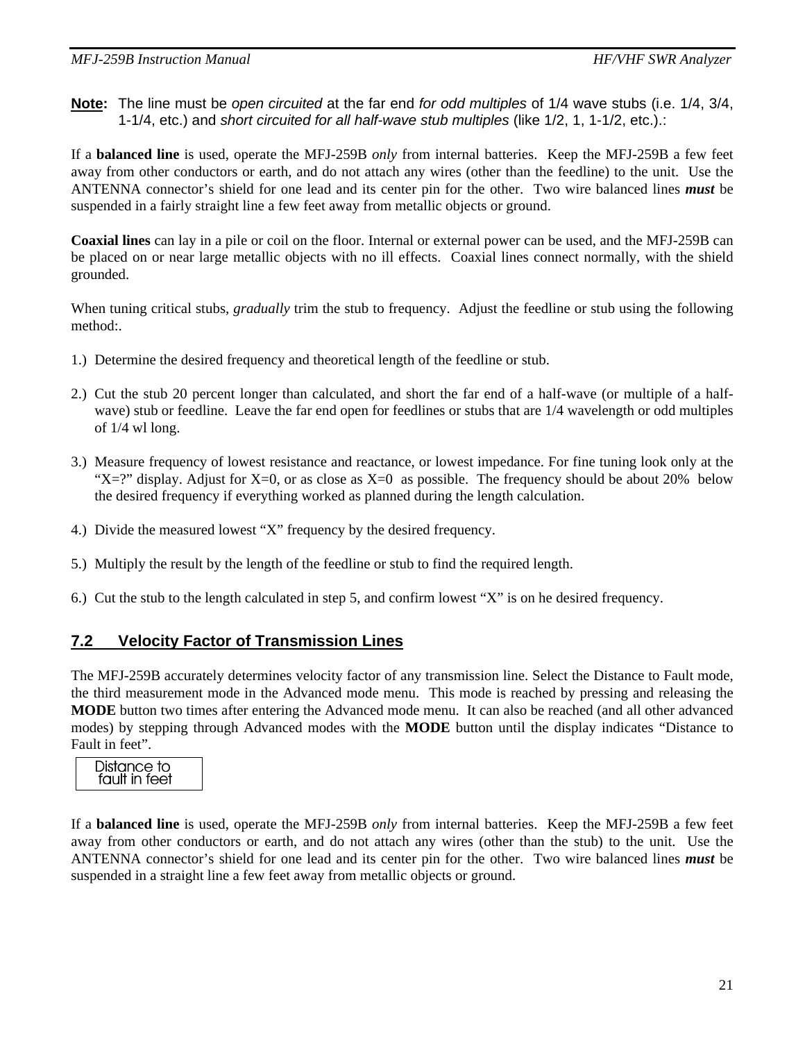**Note:** The line must be *open circuited* at the far end *for odd multiples* of 1/4 wave stubs (i.e. 1/4, 3/4, 1-1/4, etc.) and *short circuited for all half-wave stub multiples* (like 1/2, 1, 1-1/2, etc.).:

If a **balanced line** is used, operate the MFJ-259B *only* from internal batteries. Keep the MFJ-259B a few feet away from other conductors or earth, and do not attach any wires (other than the feedline) to the unit. Use the ANTENNA connector's shield for one lead and its center pin for the other. Two wire balanced lines ***must*** be suspended in a fairly straight line a few feet away from metallic objects or ground.

**Coaxial lines** can lay in a pile or coil on the floor. Internal or external power can be used, and the MFJ-259B can be placed on or near large metallic objects with no ill effects. Coaxial lines connect normally, with the shield grounded.

When tuning critical stubs, *gradually* trim the stub to frequency. Adjust the feedline or stub using the following method:.

1.) Determine the desired frequency and theoretical length of the feedline or stub.

2.) Cut the stub 20 percent longer than calculated, and short the far end of a half-wave (or multiple of a half-wave) stub or feedline. Leave the far end open for feedlines or stubs that are 1/4 wavelength or odd multiples of 1/4 wl long.

3.) Measure frequency of lowest resistance and reactance, or lowest impedance. For fine tuning look only at the "X=?" display. Adjust for X=0, or as close as X=0 as possible. The frequency should be about 20% below the desired frequency if everything worked as planned during the length calculation.

4.) Divide the measured lowest "X" frequency by the desired frequency.

5.) Multiply the result by the length of the feedline or stub to find the required length.

6.) Cut the stub to the length calculated in step 5, and confirm lowest "X" is on he desired frequency.

## 7.2 Velocity Factor of Transmission Lines

The MFJ-259B accurately determines velocity factor of any transmission line. Select the Distance to Fault mode, the third measurement mode in the Advanced mode menu. This mode is reached by pressing and releasing the **MODE** button two times after entering the Advanced mode menu. It can also be reached (and all other advanced modes) by stepping through Advanced modes with the **MODE** button until the display indicates "Distance to Fault in feet".

```
Distance to
 fault in feet
```

If a **balanced line** is used, operate the MFJ-259B *only* from internal batteries. Keep the MFJ-259B a few feet away from other conductors or earth, and do not attach any wires (other than the stub) to the unit. Use the ANTENNA connector's shield for one lead and its center pin for the other. Two wire balanced lines ***must*** be suspended in a straight line a few feet away from metallic objects or ground.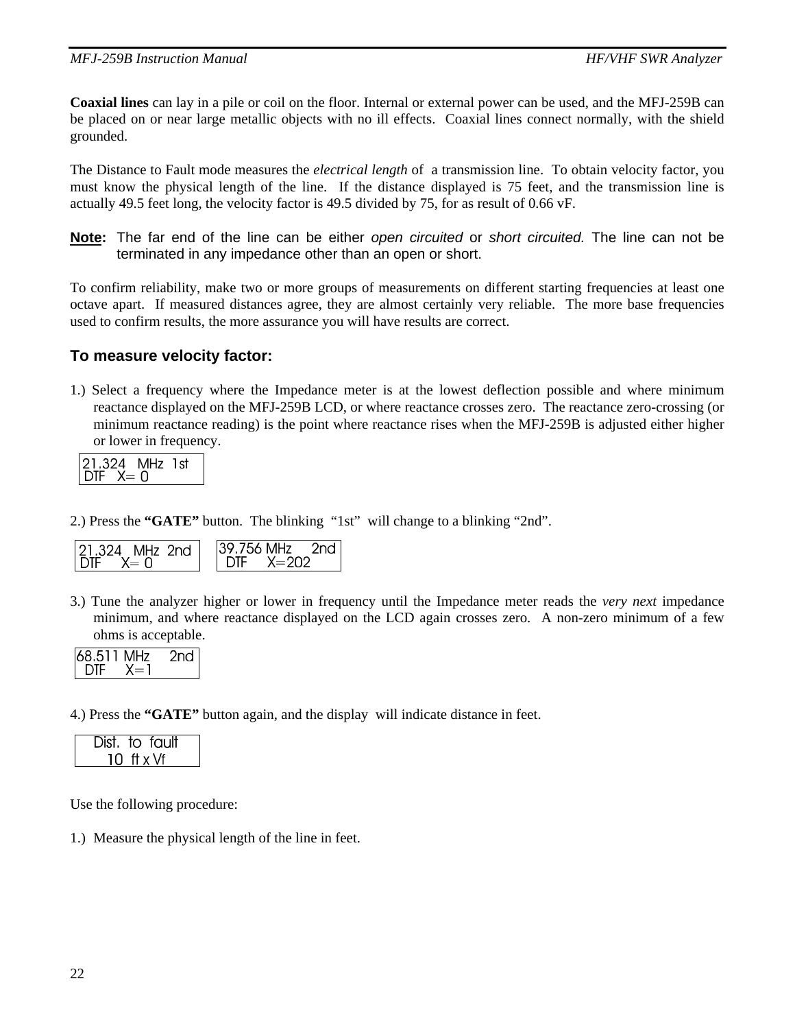**Coaxial lines** can lay in a pile or coil on the floor. Internal or external power can be used, and the MFJ-259B can be placed on or near large metallic objects with no ill effects. Coaxial lines connect normally, with the shield grounded.

The Distance to Fault mode measures the *electrical length* of a transmission line. To obtain velocity factor, you must know the physical length of the line. If the distance displayed is 75 feet, and the transmission line is actually 49.5 feet long, the velocity factor is 49.5 divided by 75, for as result of 0.66 vF.

**Note:** The far end of the line can be either *open circuited* or *short circuited.* The line can not be terminated in any impedance other than an open or short.

To confirm reliability, make two or more groups of measurements on different starting frequencies at least one octave apart. If measured distances agree, they are almost certainly very reliable. The more base frequencies used to confirm results, the more assurance you will have results are correct.

### To measure velocity factor:

1.) Select a frequency where the Impedance meter is at the lowest deflection possible and where minimum reactance displayed on the MFJ-259B LCD, or where reactance crosses zero. The reactance zero-crossing (or minimum reactance reading) is the point where reactance rises when the MFJ-259B is adjusted either higher or lower in frequency.

```
21.324  MHz  1st
DTF  X= 0
```

2.) Press the **"GATE"** button. The blinking "1st" will change to a blinking "2nd".

```
21.324  MHz  2nd
DTF    X= 0
```

```
39.756 MHz    2nd
 DTF    X=202
```

3.) Tune the analyzer higher or lower in frequency until the Impedance meter reads the *very next* impedance minimum, and where reactance displayed on the LCD again crosses zero. A non-zero minimum of a few ohms is acceptable.

```
68.511 MHz    2nd
 DTF    X=1
```

4.) Press the **"GATE"** button again, and the display will indicate distance in feet.

```
Dist. to fault
  10 ft x Vf
```

Use the following procedure:

1.) Measure the physical length of the line in feet.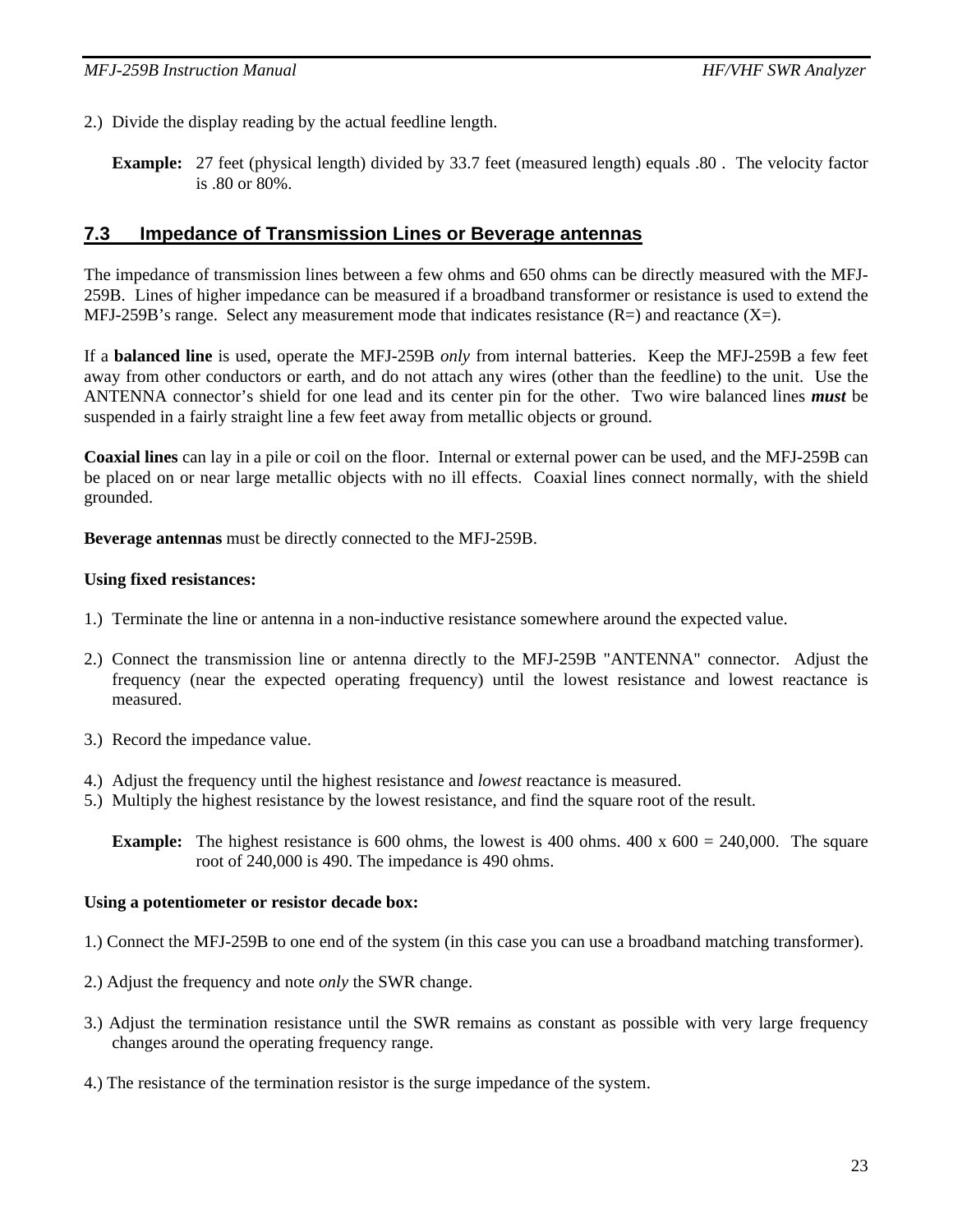2.) Divide the display reading by the actual feedline length.

**Example:** 27 feet (physical length) divided by 33.7 feet (measured length) equals .80 . The velocity factor is .80 or 80%.

## 7.3 Impedance of Transmission Lines or Beverage antennas

The impedance of transmission lines between a few ohms and 650 ohms can be directly measured with the MFJ-259B. Lines of higher impedance can be measured if a broadband transformer or resistance is used to extend the MFJ-259B's range. Select any measurement mode that indicates resistance (R=) and reactance (X=).

If a **balanced line** is used, operate the MFJ-259B *only* from internal batteries. Keep the MFJ-259B a few feet away from other conductors or earth, and do not attach any wires (other than the feedline) to the unit. Use the ANTENNA connector's shield for one lead and its center pin for the other. Two wire balanced lines ***must*** be suspended in a fairly straight line a few feet away from metallic objects or ground.

**Coaxial lines** can lay in a pile or coil on the floor. Internal or external power can be used, and the MFJ-259B can be placed on or near large metallic objects with no ill effects. Coaxial lines connect normally, with the shield grounded.

**Beverage antennas** must be directly connected to the MFJ-259B.

**Using fixed resistances:**

1.) Terminate the line or antenna in a non-inductive resistance somewhere around the expected value.

2.) Connect the transmission line or antenna directly to the MFJ-259B "ANTENNA" connector. Adjust the frequency (near the expected operating frequency) until the lowest resistance and lowest reactance is measured.

3.) Record the impedance value.

4.) Adjust the frequency until the highest resistance and *lowest* reactance is measured.

5.) Multiply the highest resistance by the lowest resistance, and find the square root of the result.

**Example:** The highest resistance is 600 ohms, the lowest is 400 ohms. 400 x 600 = 240,000. The square root of 240,000 is 490. The impedance is 490 ohms.

**Using a potentiometer or resistor decade box:**

1.) Connect the MFJ-259B to one end of the system (in this case you can use a broadband matching transformer).

2.) Adjust the frequency and note *only* the SWR change.

3.) Adjust the termination resistance until the SWR remains as constant as possible with very large frequency changes around the operating frequency range.

4.) The resistance of the termination resistor is the surge impedance of the system.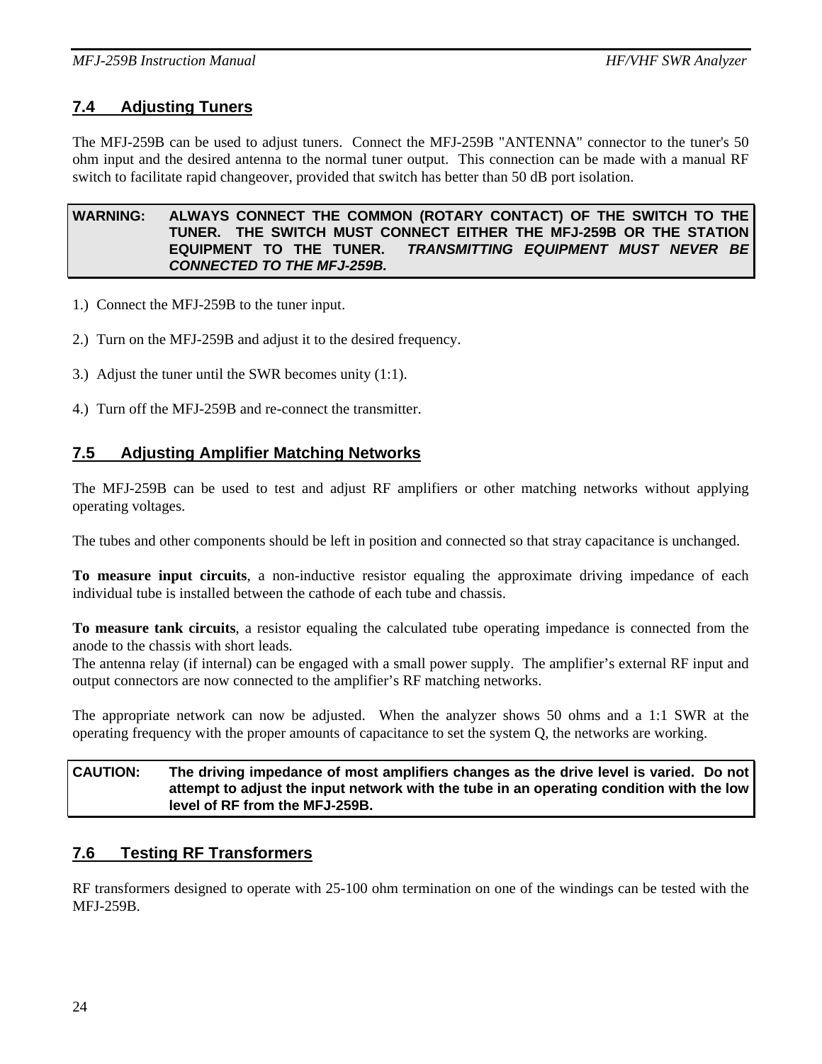## 7.4 Adjusting Tuners

The MFJ-259B can be used to adjust tuners. Connect the MFJ-259B "ANTENNA" connector to the tuner's 50 ohm input and the desired antenna to the normal tuner output. This connection can be made with a manual RF switch to facilitate rapid changeover, provided that switch has better than 50 dB port isolation.

**WARNING: ALWAYS CONNECT THE COMMON (ROTARY CONTACT) OF THE SWITCH TO THE TUNER. THE SWITCH MUST CONNECT EITHER THE MFJ-259B OR THE STATION EQUIPMENT TO THE TUNER. *TRANSMITTING EQUIPMENT MUST NEVER BE CONNECTED TO THE MFJ-259B.***

1.) Connect the MFJ-259B to the tuner input.

2.) Turn on the MFJ-259B and adjust it to the desired frequency.

3.) Adjust the tuner until the SWR becomes unity (1:1).

4.) Turn off the MFJ-259B and re-connect the transmitter.

## 7.5 Adjusting Amplifier Matching Networks

The MFJ-259B can be used to test and adjust RF amplifiers or other matching networks without applying operating voltages.

The tubes and other components should be left in position and connected so that stray capacitance is unchanged.

**To measure input circuits**, a non-inductive resistor equaling the approximate driving impedance of each individual tube is installed between the cathode of each tube and chassis.

**To measure tank circuits**, a resistor equaling the calculated tube operating impedance is connected from the anode to the chassis with short leads.
The antenna relay (if internal) can be engaged with a small power supply. The amplifier's external RF input and output connectors are now connected to the amplifier's RF matching networks.

The appropriate network can now be adjusted. When the analyzer shows 50 ohms and a 1:1 SWR at the operating frequency with the proper amounts of capacitance to set the system Q, the networks are working.

**CAUTION: The driving impedance of most amplifiers changes as the drive level is varied. Do not attempt to adjust the input network with the tube in an operating condition with the low level of RF from the MFJ-259B.**

## 7.6 Testing RF Transformers

RF transformers designed to operate with 25-100 ohm termination on one of the windings can be tested with the MFJ-259B.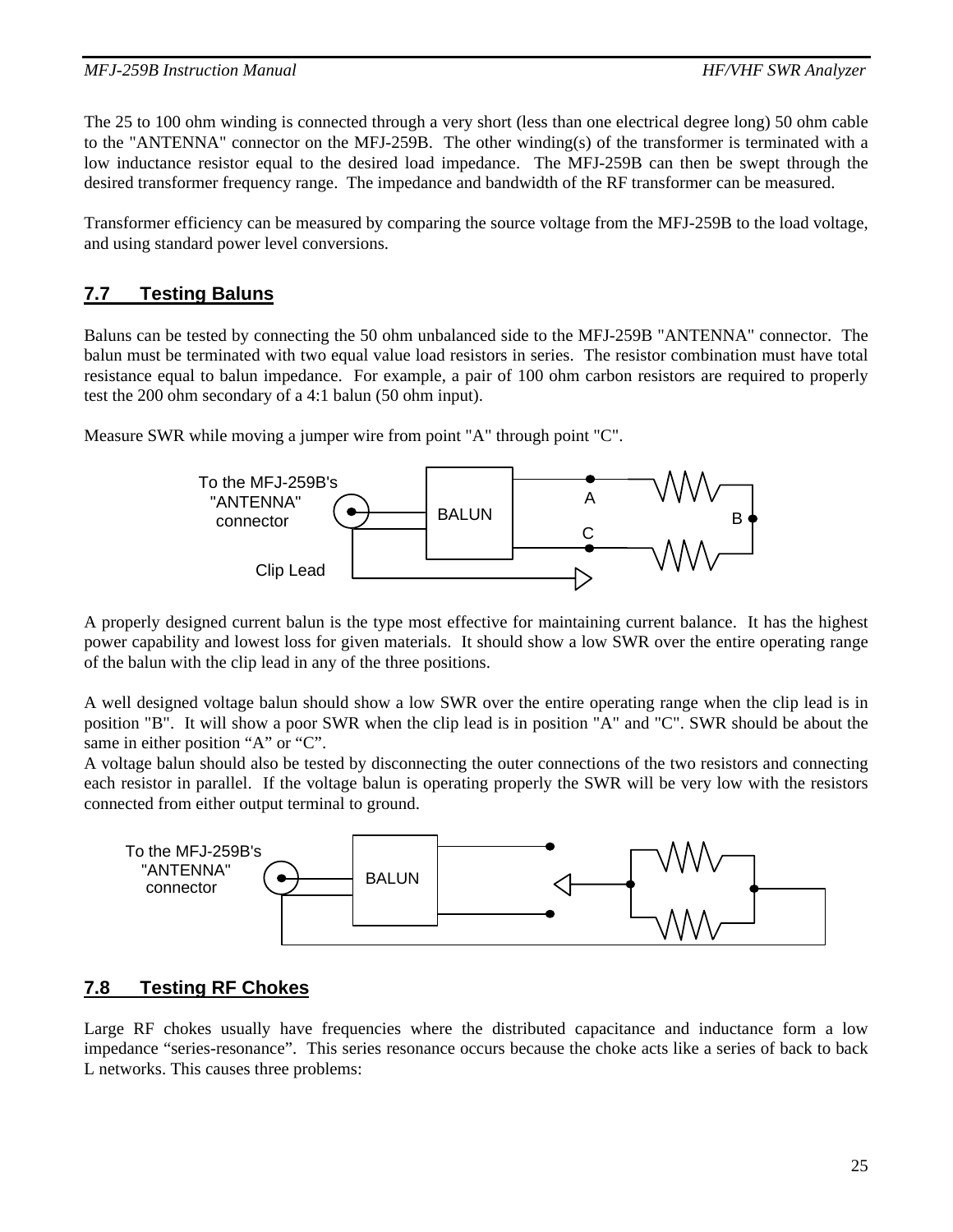The 25 to 100 ohm winding is connected through a very short (less than one electrical degree long) 50 ohm cable to the "ANTENNA" connector on the MFJ-259B. The other winding(s) of the transformer is terminated with a low inductance resistor equal to the desired load impedance. The MFJ-259B can then be swept through the desired transformer frequency range. The impedance and bandwidth of the RF transformer can be measured.

Transformer efficiency can be measured by comparing the source voltage from the MFJ-259B to the load voltage, and using standard power level conversions.

## 7.7 Testing Baluns

Baluns can be tested by connecting the 50 ohm unbalanced side to the MFJ-259B "ANTENNA" connector. The balun must be terminated with two equal value load resistors in series. The resistor combination must have total resistance equal to balun impedance. For example, a pair of 100 ohm carbon resistors are required to properly test the 200 ohm secondary of a 4:1 balun (50 ohm input).

Measure SWR while moving a jumper wire from point "A" through point "C".

To the MFJ-259B's "ANTENNA" connector

BALUN

A

B

C

Clip Lead

A properly designed current balun is the type most effective for maintaining current balance. It has the highest power capability and lowest loss for given materials. It should show a low SWR over the entire operating range of the balun with the clip lead in any of the three positions.

A well designed voltage balun should show a low SWR over the entire operating range when the clip lead is in position "B". It will show a poor SWR when the clip lead is in position "A" and "C". SWR should be about the same in either position "A" or "C".

A voltage balun should also be tested by disconnecting the outer connections of the two resistors and connecting each resistor in parallel. If the voltage balun is operating properly the SWR will be very low with the resistors connected from either output terminal to ground.

To the MFJ-259B's "ANTENNA" connector

BALUN

## 7.8 Testing RF Chokes

Large RF chokes usually have frequencies where the distributed capacitance and inductance form a low impedance "series-resonance". This series resonance occurs because the choke acts like a series of back to back L networks. This causes three problems: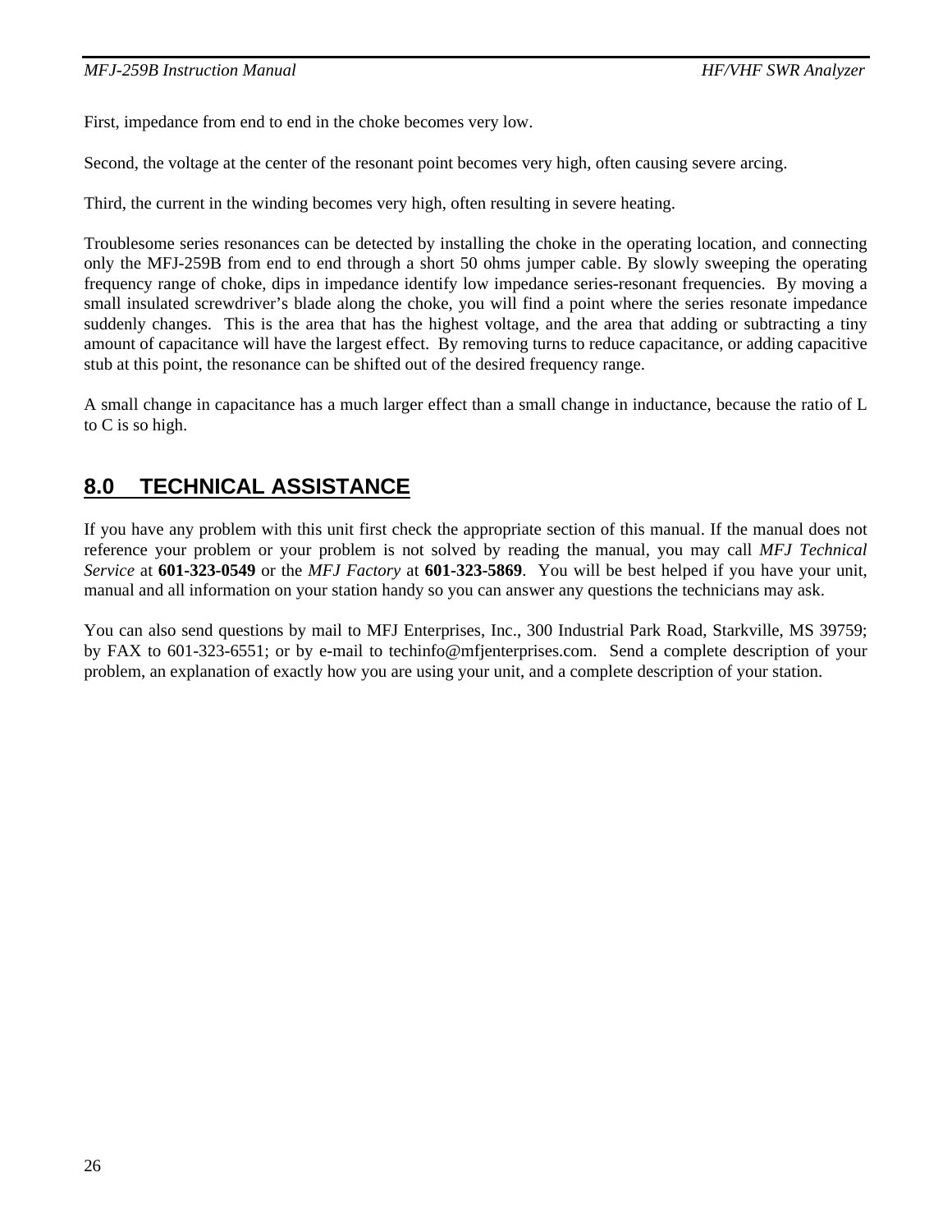First, impedance from end to end in the choke becomes very low.

Second, the voltage at the center of the resonant point becomes very high, often causing severe arcing.

Third, the current in the winding becomes very high, often resulting in severe heating.

Troublesome series resonances can be detected by installing the choke in the operating location, and connecting only the MFJ-259B from end to end through a short 50 ohms jumper cable. By slowly sweeping the operating frequency range of choke, dips in impedance identify low impedance series-resonant frequencies. By moving a small insulated screwdriver's blade along the choke, you will find a point where the series resonate impedance suddenly changes. This is the area that has the highest voltage, and the area that adding or subtracting a tiny amount of capacitance will have the largest effect. By removing turns to reduce capacitance, or adding capacitive stub at this point, the resonance can be shifted out of the desired frequency range.

A small change in capacitance has a much larger effect than a small change in inductance, because the ratio of L to C is so high.

## 8.0 TECHNICAL ASSISTANCE

If you have any problem with this unit first check the appropriate section of this manual. If the manual does not reference your problem or your problem is not solved by reading the manual, you may call *MFJ Technical Service* at **601-323-0549** or the *MFJ Factory* at **601-323-5869**. You will be best helped if you have your unit, manual and all information on your station handy so you can answer any questions the technicians may ask.

You can also send questions by mail to MFJ Enterprises, Inc., 300 Industrial Park Road, Starkville, MS 39759; by FAX to 601-323-6551; or by e-mail to techinfo@mfjenterprises.com. Send a complete description of your problem, an explanation of exactly how you are using your unit, and a complete description of your station.